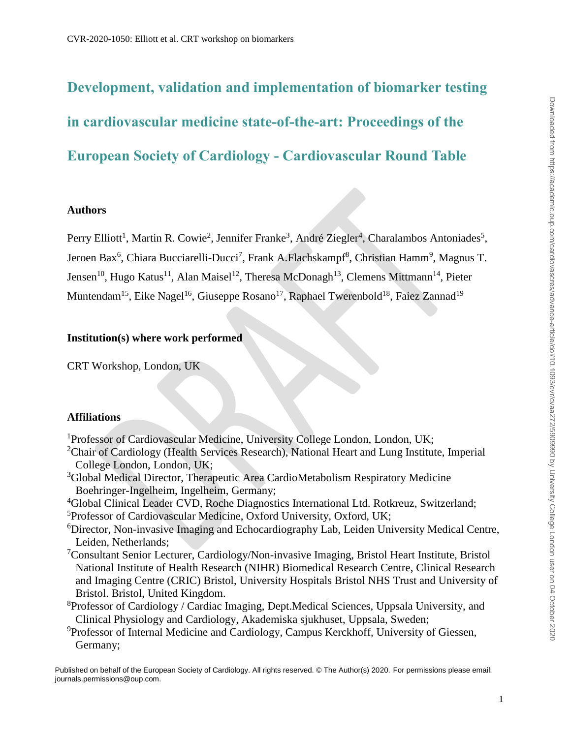# Development, validation and implementation of biomarker testing in cardiovascular medicine state-of-the-art: Proceedings of the European Society of Cardiology - Cardiovascular Round Table

### Authors

Perry Elliott[1], Martin R. Cowie[2], Jennifer Franke[3], André Ziegler[4], Charalambos Antoniades[5], Jeroen Bax[6], Chiara Bucciarelli-Ducci[7], Frank A.Flachskampf[8], Christian Hamm[9], Magnus T. Jensen[10], Hugo Katus[11], Alan Maisel[12], Theresa McDonagh[13], Clemens Mittmann[14], Pieter Muntendam[15], Eike Nagel[16], Giuseppe Rosano[17], Raphael Twerenbold[18], Faiez Zannad[19]

### Institution(s) where work performed

CRT Workshop, London, UK

### Affiliations

[1]Professor of Cardiovascular Medicine, University College London, London, UK;
[2]Chair of Cardiology (Health Services Research), National Heart and Lung Institute, Imperial College London, London, UK;
[3]Global Medical Director, Therapeutic Area CardioMetabolism Respiratory Medicine Boehringer-Ingelheim, Ingelheim, Germany;
[4]Global Clinical Leader CVD, Roche Diagnostics International Ltd. Rotkreuz, Switzerland;
[5]Professor of Cardiovascular Medicine, Oxford University, Oxford, UK;
[6]Director, Non-invasive Imaging and Echocardiography Lab, Leiden University Medical Centre, Leiden, Netherlands;
[7]Consultant Senior Lecturer, Cardiology/Non-invasive Imaging, Bristol Heart Institute, Bristol National Institute of Health Research (NIHR) Biomedical Research Centre, Clinical Research and Imaging Centre (CRIC) Bristol, University Hospitals Bristol NHS Trust and University of Bristol. Bristol, United Kingdom.
[8]Professor of Cardiology / Cardiac Imaging, Dept.Medical Sciences, Uppsala University, and Clinical Physiology and Cardiology, Akademiska sjukhuset, Uppsala, Sweden;
[9]Professor of Internal Medicine and Cardiology, Campus Kerckhoff, University of Giessen, Germany;

Published on behalf of the European Society of Cardiology. All rights reserved. © The Author(s) 2020. For permissions please email: journals.permissions@oup.com.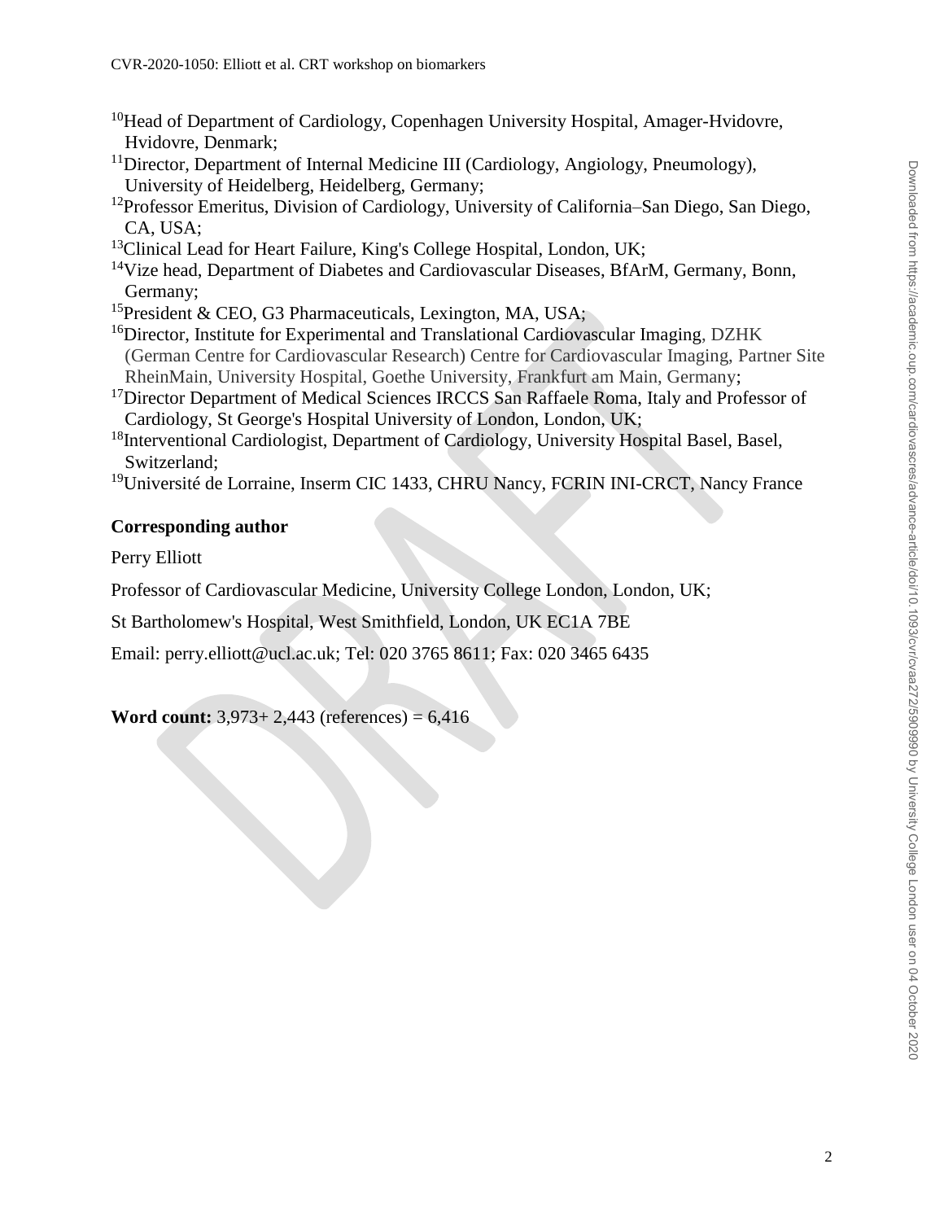[10]Head of Department of Cardiology, Copenhagen University Hospital, Amager-Hvidovre, Hvidovre, Denmark;
[11]Director, Department of Internal Medicine III (Cardiology, Angiology, Pneumology), University of Heidelberg, Heidelberg, Germany;
[12]Professor Emeritus, Division of Cardiology, University of California–San Diego, San Diego, CA, USA;
[13]Clinical Lead for Heart Failure, King's College Hospital, London, UK;
[14]Vize head, Department of Diabetes and Cardiovascular Diseases, BfArM, Germany, Bonn, Germany;
[15]President & CEO, G3 Pharmaceuticals, Lexington, MA, USA;
[16]Director, Institute for Experimental and Translational Cardiovascular Imaging, DZHK (German Centre for Cardiovascular Research) Centre for Cardiovascular Imaging, Partner Site RheinMain, University Hospital, Goethe University, Frankfurt am Main, Germany;
[17]Director Department of Medical Sciences IRCCS San Raffaele Roma, Italy and Professor of Cardiology, St George's Hospital University of London, London, UK;
[18]Interventional Cardiologist, Department of Cardiology, University Hospital Basel, Basel, Switzerland;
[19]Université de Lorraine, Inserm CIC 1433, CHRU Nancy, FCRIN INI-CRCT, Nancy France

**Corresponding author**

Perry Elliott

Professor of Cardiovascular Medicine, University College London, London, UK;

St Bartholomew's Hospital, West Smithfield, London, UK EC1A 7BE

Email: perry.elliott@ucl.ac.uk; Tel: 020 3765 8611; Fax: 020 3465 6435

**Word count:** 3,973+ 2,443 (references) = 6,416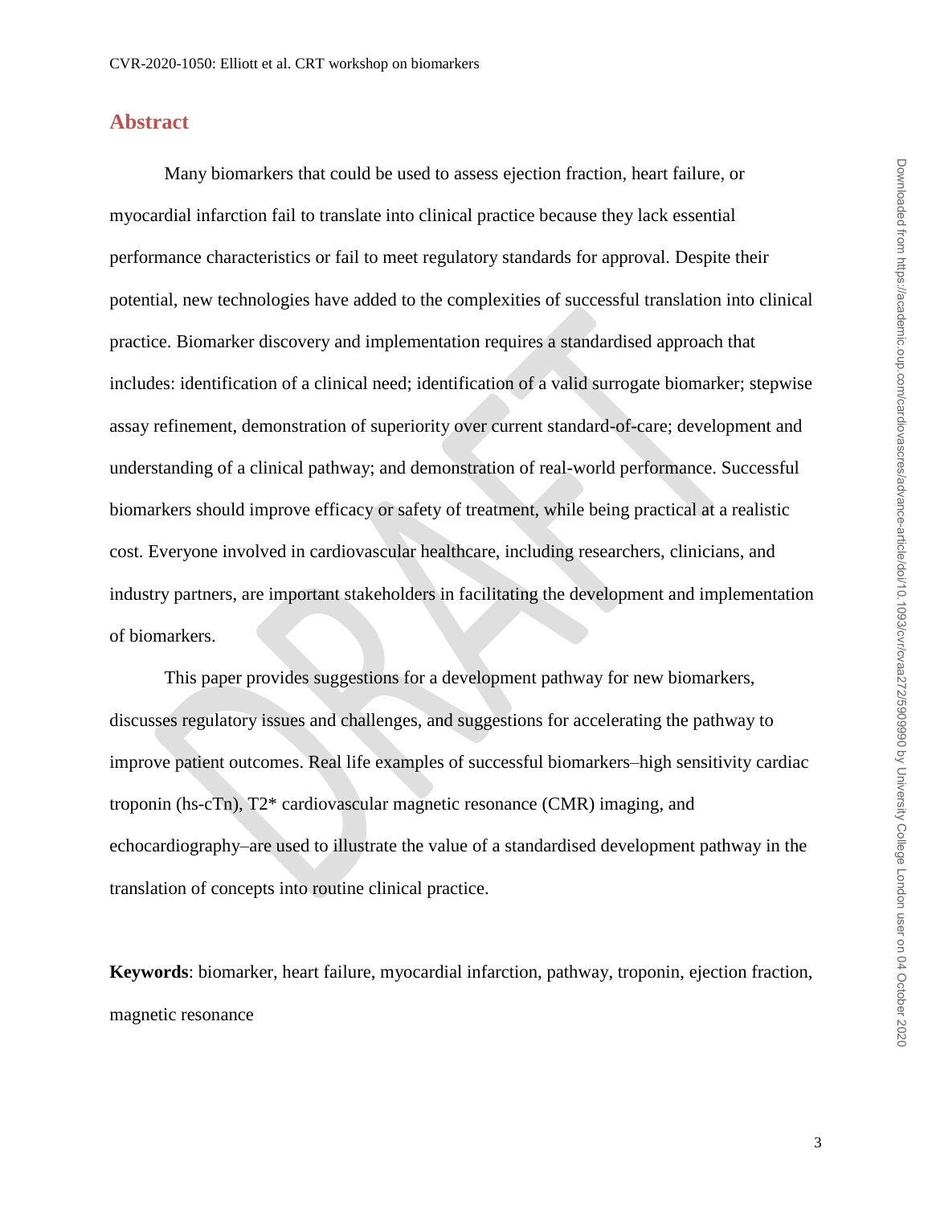## Abstract

Many biomarkers that could be used to assess ejection fraction, heart failure, or myocardial infarction fail to translate into clinical practice because they lack essential performance characteristics or fail to meet regulatory standards for approval. Despite their potential, new technologies have added to the complexities of successful translation into clinical practice. Biomarker discovery and implementation requires a standardised approach that includes: identification of a clinical need; identification of a valid surrogate biomarker; stepwise assay refinement, demonstration of superiority over current standard-of-care; development and understanding of a clinical pathway; and demonstration of real-world performance. Successful biomarkers should improve efficacy or safety of treatment, while being practical at a realistic cost. Everyone involved in cardiovascular healthcare, including researchers, clinicians, and industry partners, are important stakeholders in facilitating the development and implementation of biomarkers.

This paper provides suggestions for a development pathway for new biomarkers, discusses regulatory issues and challenges, and suggestions for accelerating the pathway to improve patient outcomes. Real life examples of successful biomarkers–high sensitivity cardiac troponin (hs-cTn), T2* cardiovascular magnetic resonance (CMR) imaging, and echocardiography–are used to illustrate the value of a standardised development pathway in the translation of concepts into routine clinical practice.

**Keywords**: biomarker, heart failure, myocardial infarction, pathway, troponin, ejection fraction, magnetic resonance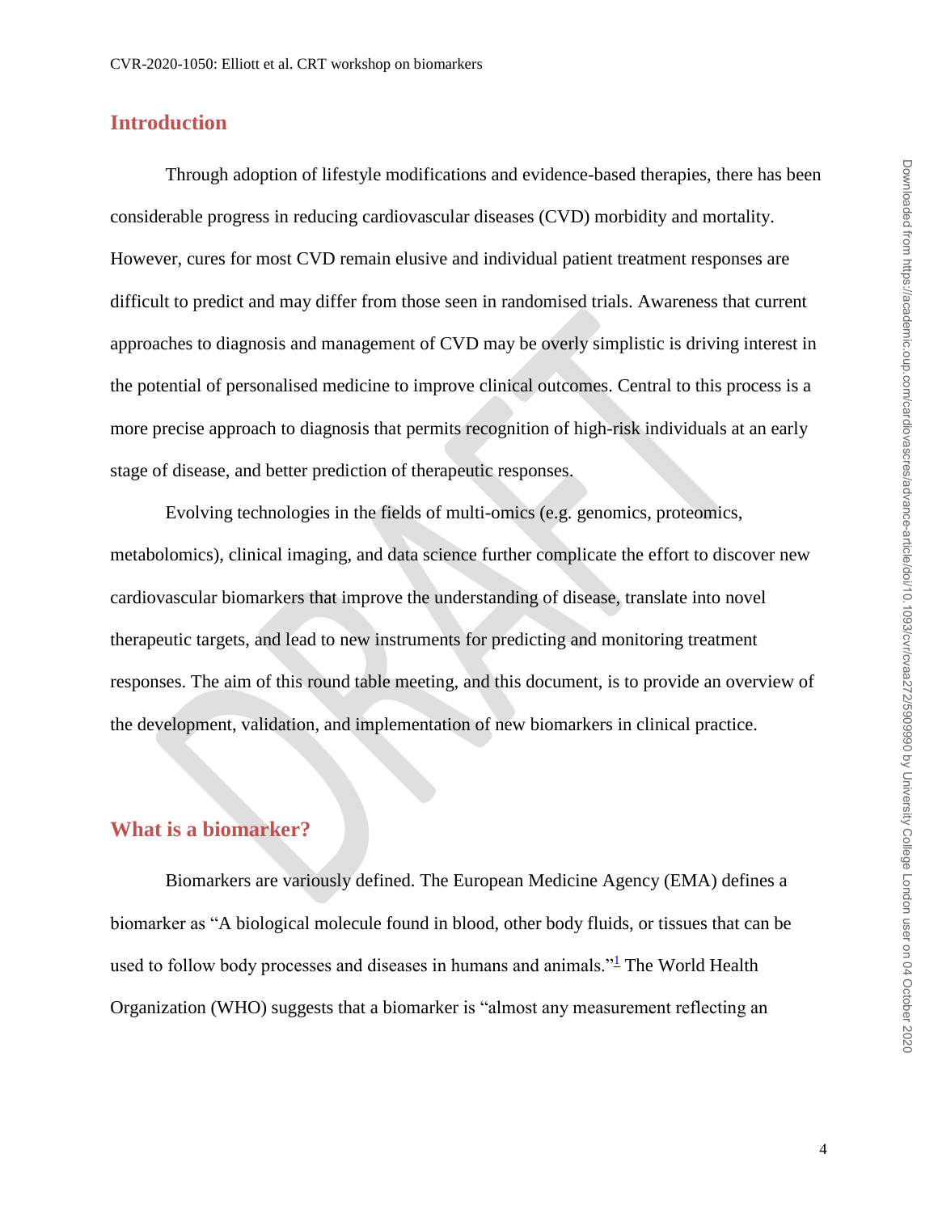## Introduction

Through adoption of lifestyle modifications and evidence-based therapies, there has been considerable progress in reducing cardiovascular diseases (CVD) morbidity and mortality. However, cures for most CVD remain elusive and individual patient treatment responses are difficult to predict and may differ from those seen in randomised trials. Awareness that current approaches to diagnosis and management of CVD may be overly simplistic is driving interest in the potential of personalised medicine to improve clinical outcomes. Central to this process is a more precise approach to diagnosis that permits recognition of high-risk individuals at an early stage of disease, and better prediction of therapeutic responses.

Evolving technologies in the fields of multi-omics (e.g. genomics, proteomics, metabolomics), clinical imaging, and data science further complicate the effort to discover new cardiovascular biomarkers that improve the understanding of disease, translate into novel therapeutic targets, and lead to new instruments for predicting and monitoring treatment responses. The aim of this round table meeting, and this document, is to provide an overview of the development, validation, and implementation of new biomarkers in clinical practice.

## What is a biomarker?

Biomarkers are variously defined. The European Medicine Agency (EMA) defines a biomarker as "A biological molecule found in blood, other body fluids, or tissues that can be used to follow body processes and diseases in humans and animals."[1] The World Health Organization (WHO) suggests that a biomarker is "almost any measurement reflecting an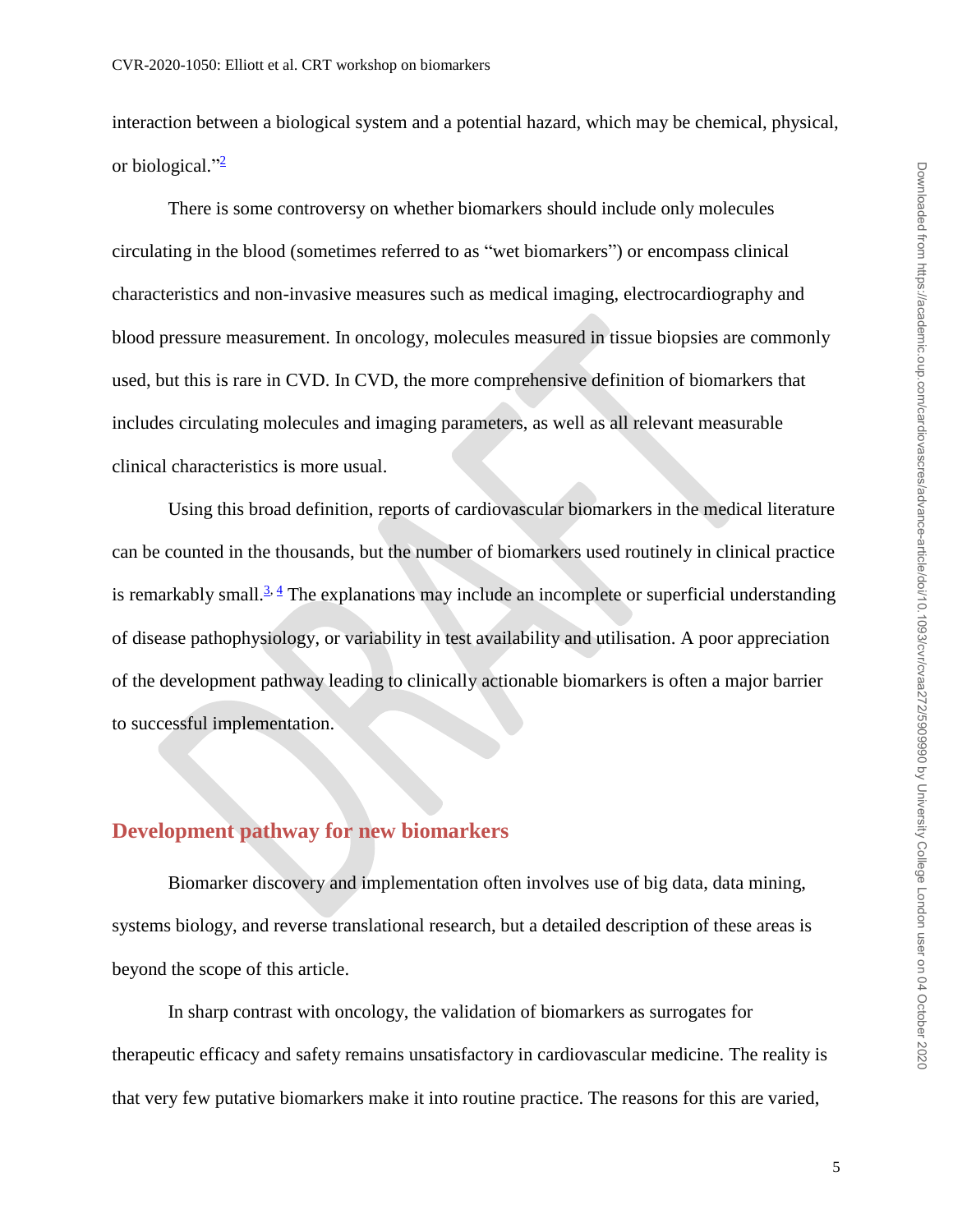interaction between a biological system and a potential hazard, which may be chemical, physical, or biological."[2]

There is some controversy on whether biomarkers should include only molecules circulating in the blood (sometimes referred to as "wet biomarkers") or encompass clinical characteristics and non-invasive measures such as medical imaging, electrocardiography and blood pressure measurement. In oncology, molecules measured in tissue biopsies are commonly used, but this is rare in CVD. In CVD, the more comprehensive definition of biomarkers that includes circulating molecules and imaging parameters, as well as all relevant measurable clinical characteristics is more usual.

Using this broad definition, reports of cardiovascular biomarkers in the medical literature can be counted in the thousands, but the number of biomarkers used routinely in clinical practice is remarkably small.[3,4] The explanations may include an incomplete or superficial understanding of disease pathophysiology, or variability in test availability and utilisation. A poor appreciation of the development pathway leading to clinically actionable biomarkers is often a major barrier to successful implementation.

## Development pathway for new biomarkers

Biomarker discovery and implementation often involves use of big data, data mining, systems biology, and reverse translational research, but a detailed description of these areas is beyond the scope of this article.

In sharp contrast with oncology, the validation of biomarkers as surrogates for therapeutic efficacy and safety remains unsatisfactory in cardiovascular medicine. The reality is that very few putative biomarkers make it into routine practice. The reasons for this are varied,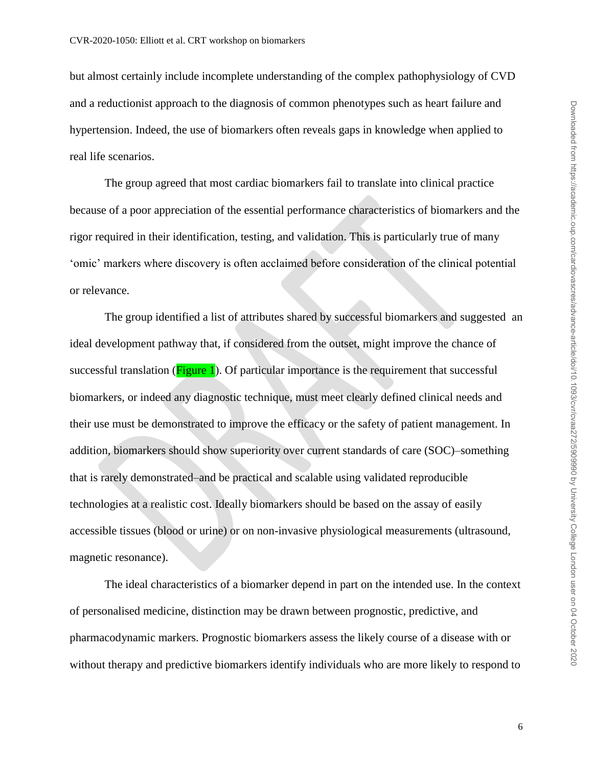but almost certainly include incomplete understanding of the complex pathophysiology of CVD and a reductionist approach to the diagnosis of common phenotypes such as heart failure and hypertension. Indeed, the use of biomarkers often reveals gaps in knowledge when applied to real life scenarios.

The group agreed that most cardiac biomarkers fail to translate into clinical practice because of a poor appreciation of the essential performance characteristics of biomarkers and the rigor required in their identification, testing, and validation. This is particularly true of many 'omic' markers where discovery is often acclaimed before consideration of the clinical potential or relevance.

The group identified a list of attributes shared by successful biomarkers and suggested an ideal development pathway that, if considered from the outset, might improve the chance of successful translation (Figure 1). Of particular importance is the requirement that successful biomarkers, or indeed any diagnostic technique, must meet clearly defined clinical needs and their use must be demonstrated to improve the efficacy or the safety of patient management. In addition, biomarkers should show superiority over current standards of care (SOC)–something that is rarely demonstrated–and be practical and scalable using validated reproducible technologies at a realistic cost. Ideally biomarkers should be based on the assay of easily accessible tissues (blood or urine) or on non-invasive physiological measurements (ultrasound, magnetic resonance).

The ideal characteristics of a biomarker depend in part on the intended use. In the context of personalised medicine, distinction may be drawn between prognostic, predictive, and pharmacodynamic markers. Prognostic biomarkers assess the likely course of a disease with or without therapy and predictive biomarkers identify individuals who are more likely to respond to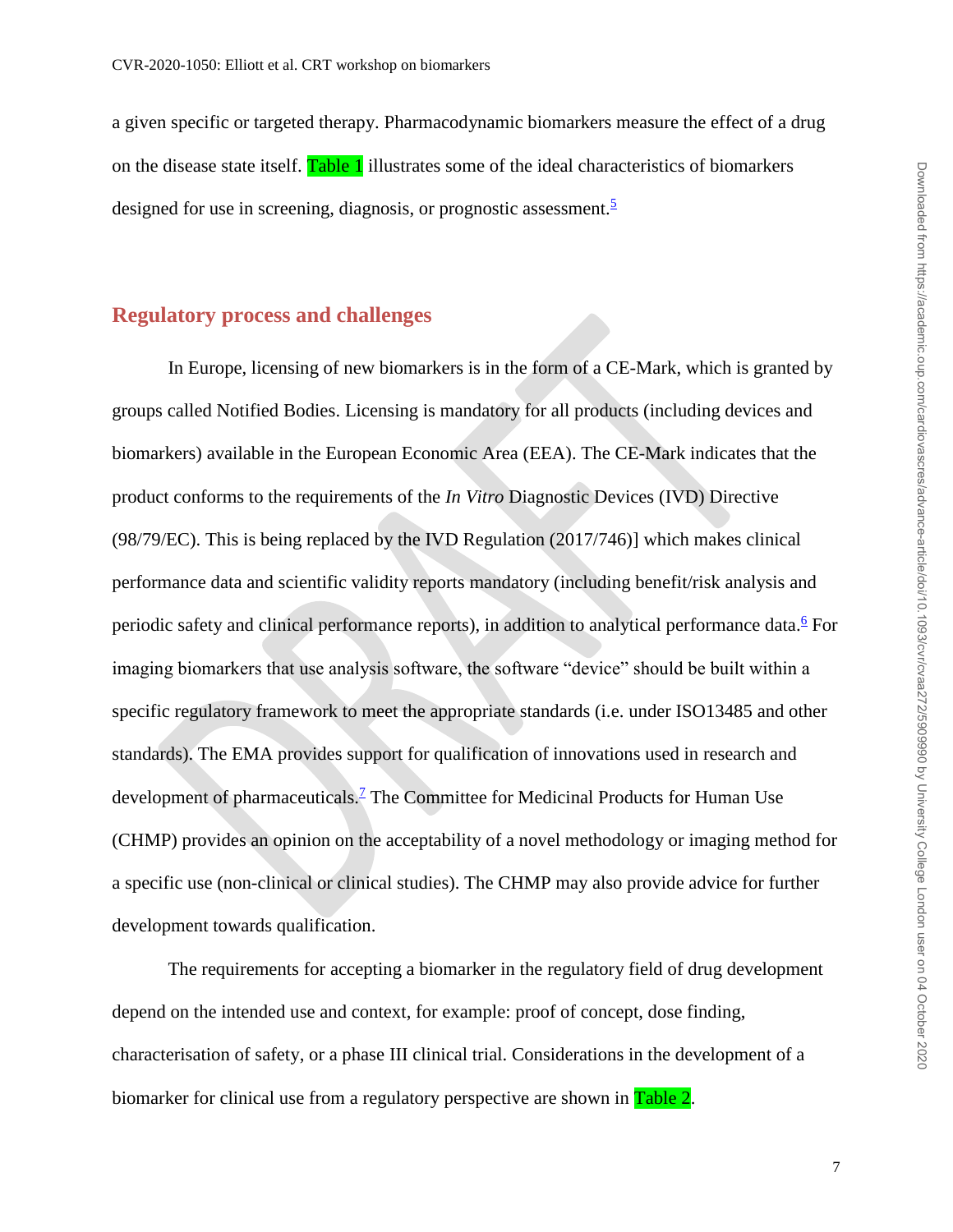a given specific or targeted therapy. Pharmacodynamic biomarkers measure the effect of a drug on the disease state itself. Table 1 illustrates some of the ideal characteristics of biomarkers designed for use in screening, diagnosis, or prognostic assessment.[5]

## Regulatory process and challenges

In Europe, licensing of new biomarkers is in the form of a CE-Mark, which is granted by groups called Notified Bodies. Licensing is mandatory for all products (including devices and biomarkers) available in the European Economic Area (EEA). The CE-Mark indicates that the product conforms to the requirements of the *In Vitro* Diagnostic Devices (IVD) Directive (98/79/EC). This is being replaced by the IVD Regulation (2017/746)] which makes clinical performance data and scientific validity reports mandatory (including benefit/risk analysis and periodic safety and clinical performance reports), in addition to analytical performance data.[6] For imaging biomarkers that use analysis software, the software "device" should be built within a specific regulatory framework to meet the appropriate standards (i.e. under ISO13485 and other standards). The EMA provides support for qualification of innovations used in research and development of pharmaceuticals.[7] The Committee for Medicinal Products for Human Use (CHMP) provides an opinion on the acceptability of a novel methodology or imaging method for a specific use (non-clinical or clinical studies). The CHMP may also provide advice for further development towards qualification.

The requirements for accepting a biomarker in the regulatory field of drug development depend on the intended use and context, for example: proof of concept, dose finding, characterisation of safety, or a phase III clinical trial. Considerations in the development of a biomarker for clinical use from a regulatory perspective are shown in Table 2.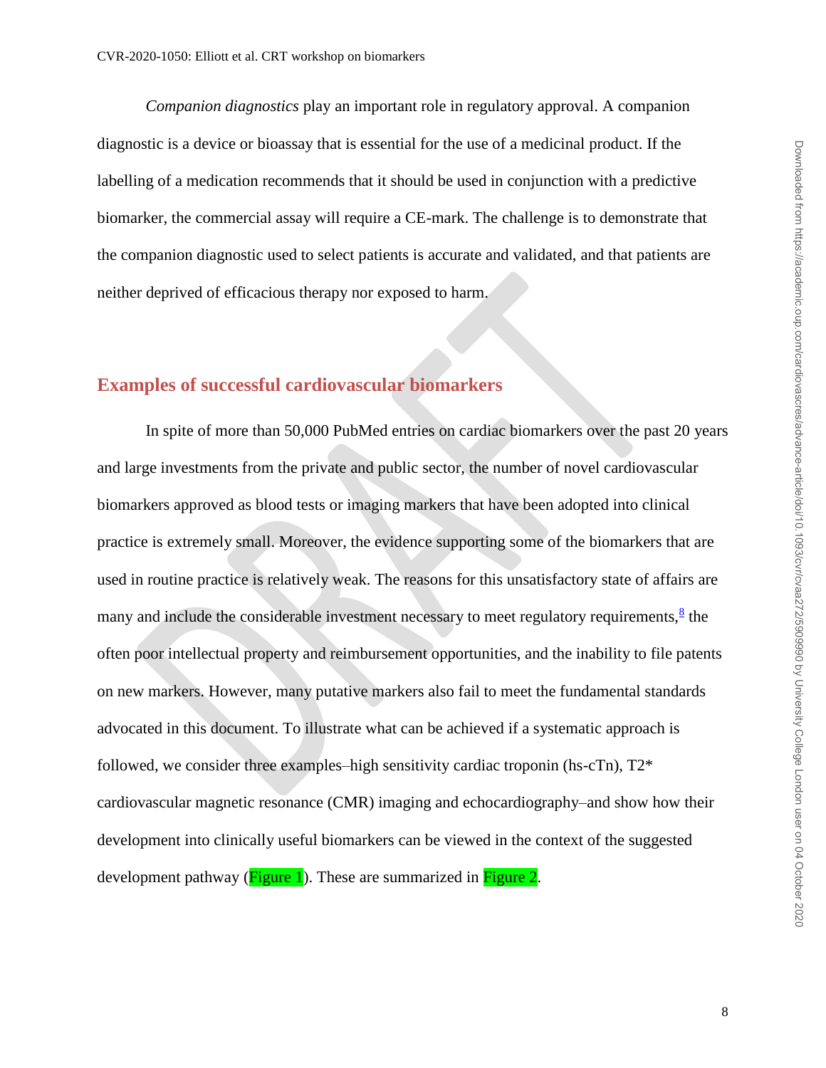*Companion diagnostics* play an important role in regulatory approval. A companion diagnostic is a device or bioassay that is essential for the use of a medicinal product. If the labelling of a medication recommends that it should be used in conjunction with a predictive biomarker, the commercial assay will require a CE-mark. The challenge is to demonstrate that the companion diagnostic used to select patients is accurate and validated, and that patients are neither deprived of efficacious therapy nor exposed to harm.

## Examples of successful cardiovascular biomarkers

In spite of more than 50,000 PubMed entries on cardiac biomarkers over the past 20 years and large investments from the private and public sector, the number of novel cardiovascular biomarkers approved as blood tests or imaging markers that have been adopted into clinical practice is extremely small. Moreover, the evidence supporting some of the biomarkers that are used in routine practice is relatively weak. The reasons for this unsatisfactory state of affairs are many and include the considerable investment necessary to meet regulatory requirements,[8] the often poor intellectual property and reimbursement opportunities, and the inability to file patents on new markers. However, many putative markers also fail to meet the fundamental standards advocated in this document. To illustrate what can be achieved if a systematic approach is followed, we consider three examples–high sensitivity cardiac troponin (hs-cTn), T2* cardiovascular magnetic resonance (CMR) imaging and echocardiography–and show how their development into clinically useful biomarkers can be viewed in the context of the suggested development pathway (Figure 1). These are summarized in Figure 2.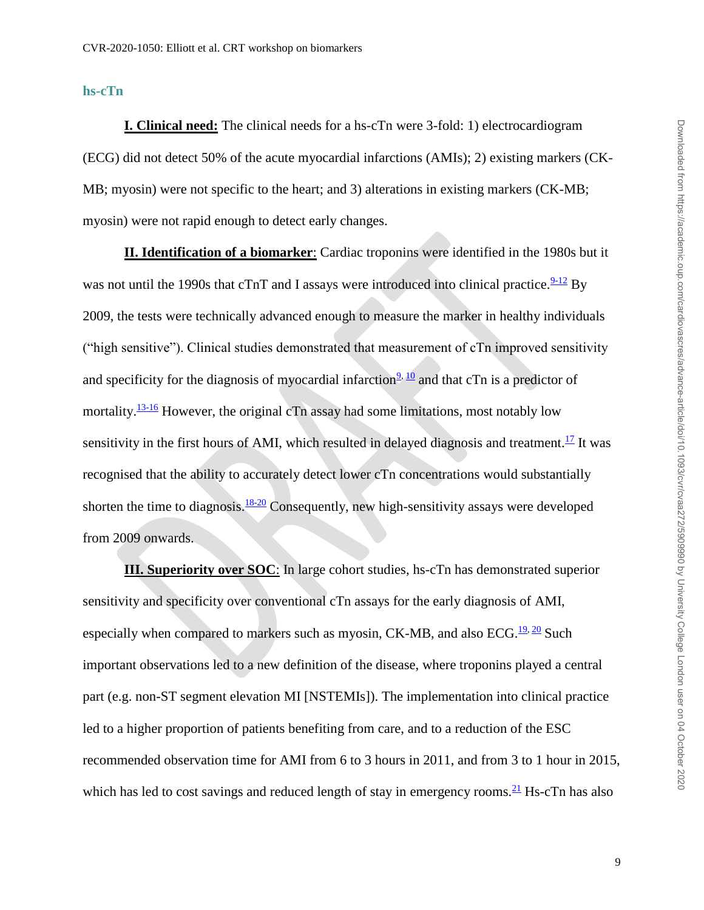### hs-cTn

**I. Clinical need:** The clinical needs for a hs-cTn were 3-fold: 1) electrocardiogram (ECG) did not detect 50% of the acute myocardial infarctions (AMIs); 2) existing markers (CK-MB; myosin) were not specific to the heart; and 3) alterations in existing markers (CK-MB; myosin) were not rapid enough to detect early changes.

**II. Identification of a biomarker**: Cardiac troponins were identified in the 1980s but it was not until the 1990s that cTnT and I assays were introduced into clinical practice.[9-12] By 2009, the tests were technically advanced enough to measure the marker in healthy individuals ("high sensitive"). Clinical studies demonstrated that measurement of cTn improved sensitivity and specificity for the diagnosis of myocardial infarction[9, 10] and that cTn is a predictor of mortality.[13-16] However, the original cTn assay had some limitations, most notably low sensitivity in the first hours of AMI, which resulted in delayed diagnosis and treatment.[17] It was recognised that the ability to accurately detect lower cTn concentrations would substantially shorten the time to diagnosis.[18-20] Consequently, new high-sensitivity assays were developed from 2009 onwards.

**III. Superiority over SOC**: In large cohort studies, hs-cTn has demonstrated superior sensitivity and specificity over conventional cTn assays for the early diagnosis of AMI, especially when compared to markers such as myosin, CK-MB, and also ECG.[19, 20] Such important observations led to a new definition of the disease, where troponins played a central part (e.g. non-ST segment elevation MI [NSTEMIs]). The implementation into clinical practice led to a higher proportion of patients benefiting from care, and to a reduction of the ESC recommended observation time for AMI from 6 to 3 hours in 2011, and from 3 to 1 hour in 2015, which has led to cost savings and reduced length of stay in emergency rooms.[21] Hs-cTn has also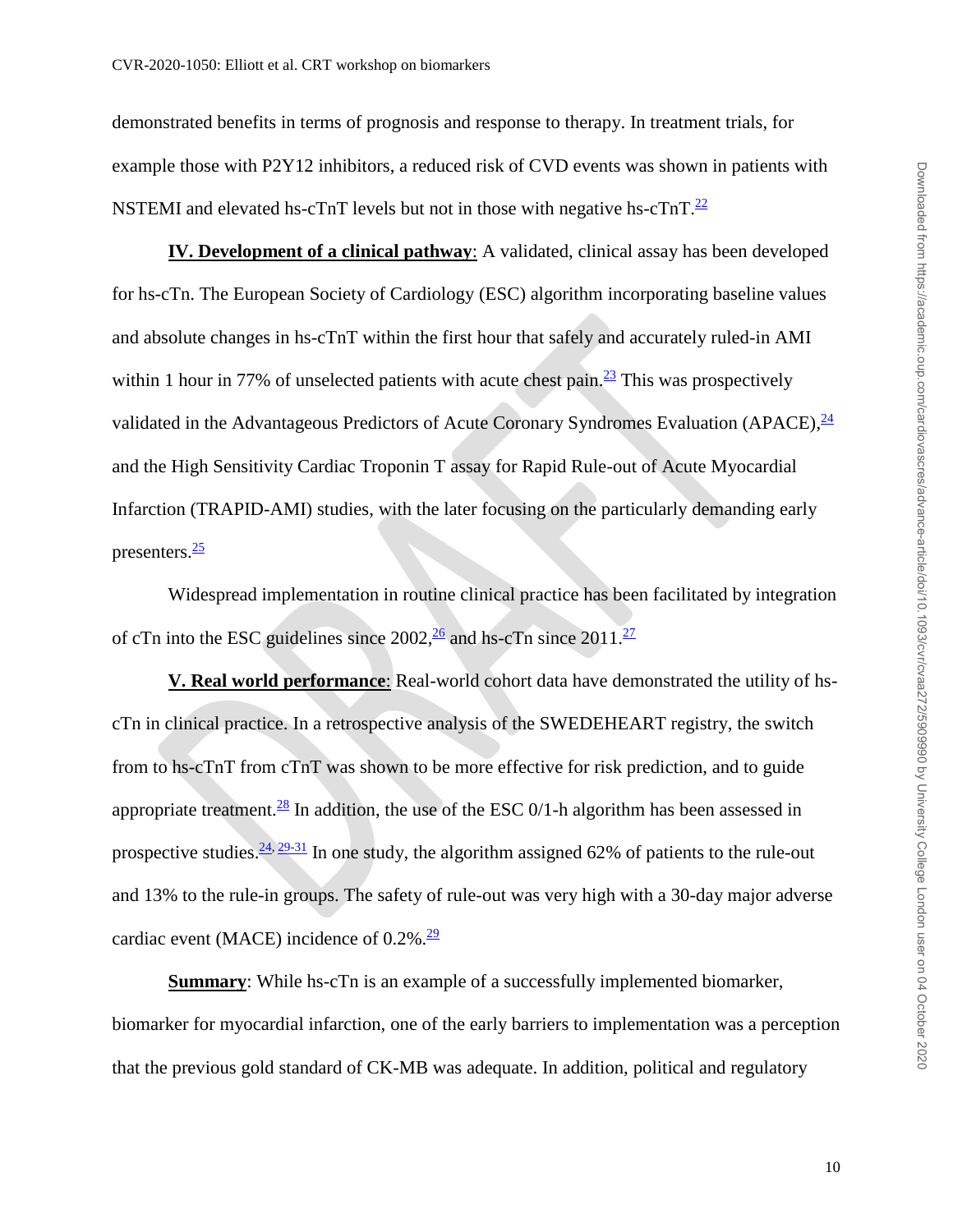demonstrated benefits in terms of prognosis and response to therapy. In treatment trials, for example those with P2Y12 inhibitors, a reduced risk of CVD events was shown in patients with NSTEMI and elevated hs-cTnT levels but not in those with negative hs-cTnT.[22]

**IV. Development of a clinical pathway**: A validated, clinical assay has been developed for hs-cTn. The European Society of Cardiology (ESC) algorithm incorporating baseline values and absolute changes in hs-cTnT within the first hour that safely and accurately ruled-in AMI within 1 hour in 77% of unselected patients with acute chest pain.[23] This was prospectively validated in the Advantageous Predictors of Acute Coronary Syndromes Evaluation (APACE),[24] and the High Sensitivity Cardiac Troponin T assay for Rapid Rule-out of Acute Myocardial Infarction (TRAPID-AMI) studies, with the later focusing on the particularly demanding early presenters.[25]

Widespread implementation in routine clinical practice has been facilitated by integration of cTn into the ESC guidelines since 2002,[26] and hs-cTn since 2011.[27]

**V. Real world performance**: Real-world cohort data have demonstrated the utility of hs-cTn in clinical practice. In a retrospective analysis of the SWEDEHEART registry, the switch from to hs-cTnT from cTnT was shown to be more effective for risk prediction, and to guide appropriate treatment.[28] In addition, the use of the ESC 0/1-h algorithm has been assessed in prospective studies.[24, 29-31] In one study, the algorithm assigned 62% of patients to the rule-out and 13% to the rule-in groups. The safety of rule-out was very high with a 30-day major adverse cardiac event (MACE) incidence of 0.2%.[29]

**Summary**: While hs-cTn is an example of a successfully implemented biomarker, biomarker for myocardial infarction, one of the early barriers to implementation was a perception that the previous gold standard of CK-MB was adequate. In addition, political and regulatory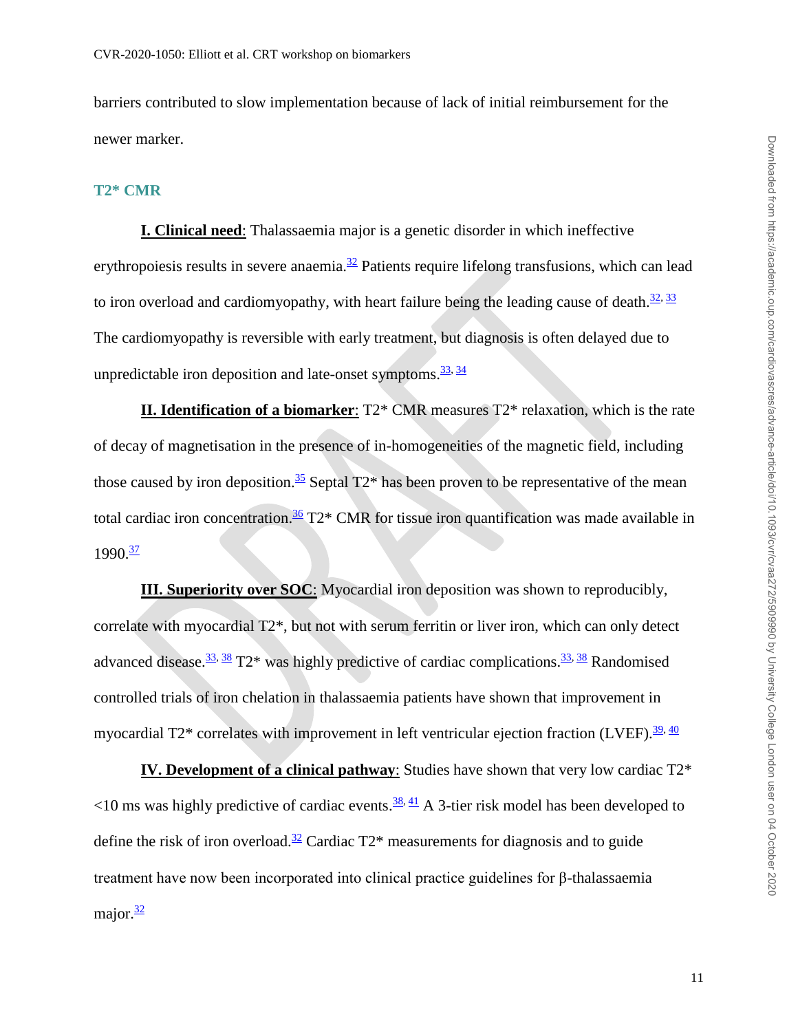barriers contributed to slow implementation because of lack of initial reimbursement for the newer marker.

## T2* CMR

**I. Clinical need**: Thalassaemia major is a genetic disorder in which ineffective erythropoiesis results in severe anaemia.[32] Patients require lifelong transfusions, which can lead to iron overload and cardiomyopathy, with heart failure being the leading cause of death.[32, 33] The cardiomyopathy is reversible with early treatment, but diagnosis is often delayed due to unpredictable iron deposition and late-onset symptoms.[33, 34]

**II. Identification of a biomarker**: T2* CMR measures T2* relaxation, which is the rate of decay of magnetisation in the presence of in-homogeneities of the magnetic field, including those caused by iron deposition.[35] Septal T2* has been proven to be representative of the mean total cardiac iron concentration.[36] T2* CMR for tissue iron quantification was made available in 1990.[37]

**III. Superiority over SOC**: Myocardial iron deposition was shown to reproducibly, correlate with myocardial T2*, but not with serum ferritin or liver iron, which can only detect advanced disease.[33, 38] T2* was highly predictive of cardiac complications.[33, 38] Randomised controlled trials of iron chelation in thalassaemia patients have shown that improvement in myocardial T2* correlates with improvement in left ventricular ejection fraction (LVEF).[39, 40]

**IV. Development of a clinical pathway**: Studies have shown that very low cardiac T2* <10 ms was highly predictive of cardiac events.[38, 41] A 3-tier risk model has been developed to define the risk of iron overload.[32] Cardiac T2* measurements for diagnosis and to guide treatment have now been incorporated into clinical practice guidelines for β-thalassaemia major.[32]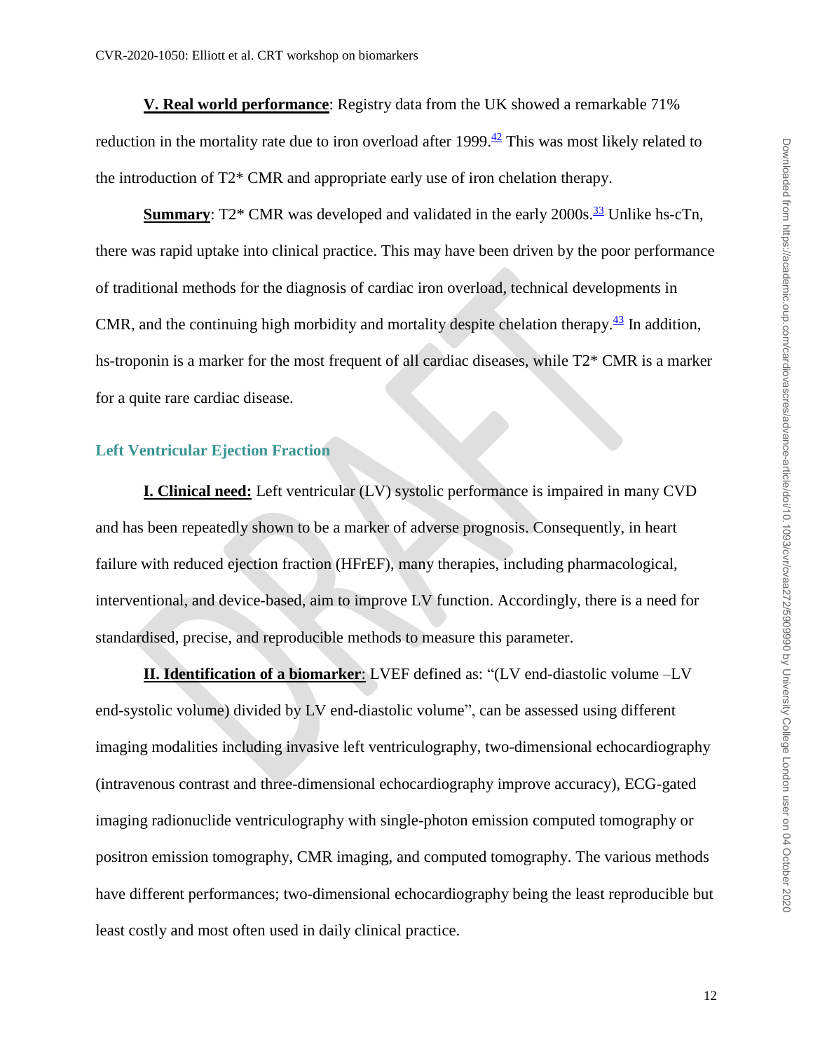**V. Real world performance**: Registry data from the UK showed a remarkable 71% reduction in the mortality rate due to iron overload after 1999.[42] This was most likely related to the introduction of T2* CMR and appropriate early use of iron chelation therapy.

**Summary**: T2* CMR was developed and validated in the early 2000s.[33] Unlike hs-cTn, there was rapid uptake into clinical practice. This may have been driven by the poor performance of traditional methods for the diagnosis of cardiac iron overload, technical developments in CMR, and the continuing high morbidity and mortality despite chelation therapy.[43] In addition, hs-troponin is a marker for the most frequent of all cardiac diseases, while T2* CMR is a marker for a quite rare cardiac disease.

## Left Ventricular Ejection Fraction

**I. Clinical need:** Left ventricular (LV) systolic performance is impaired in many CVD and has been repeatedly shown to be a marker of adverse prognosis. Consequently, in heart failure with reduced ejection fraction (HFrEF), many therapies, including pharmacological, interventional, and device-based, aim to improve LV function. Accordingly, there is a need for standardised, precise, and reproducible methods to measure this parameter.

**II. Identification of a biomarker**: LVEF defined as: "(LV end-diastolic volume –LV end-systolic volume) divided by LV end-diastolic volume", can be assessed using different imaging modalities including invasive left ventriculography, two-dimensional echocardiography (intravenous contrast and three-dimensional echocardiography improve accuracy), ECG-gated imaging radionuclide ventriculography with single-photon emission computed tomography or positron emission tomography, CMR imaging, and computed tomography. The various methods have different performances; two-dimensional echocardiography being the least reproducible but least costly and most often used in daily clinical practice.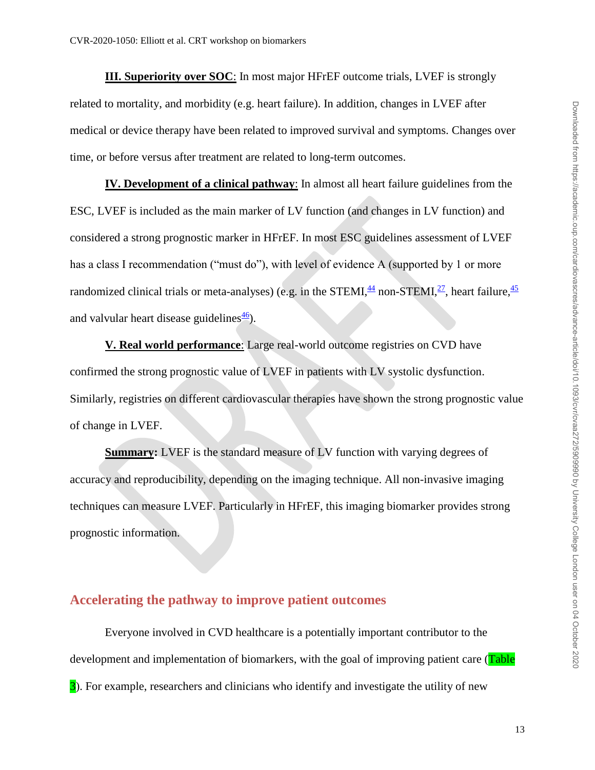**III. Superiority over SOC**: In most major HFrEF outcome trials, LVEF is strongly related to mortality, and morbidity (e.g. heart failure). In addition, changes in LVEF after medical or device therapy have been related to improved survival and symptoms. Changes over time, or before versus after treatment are related to long-term outcomes.

**IV. Development of a clinical pathway**: In almost all heart failure guidelines from the ESC, LVEF is included as the main marker of LV function (and changes in LV function) and considered a strong prognostic marker in HFrEF. In most ESC guidelines assessment of LVEF has a class I recommendation ("must do"), with level of evidence A (supported by 1 or more randomized clinical trials or meta-analyses) (e.g. in the STEMI,[44] non-STEMI,[27], heart failure,[45] and valvular heart disease guidelines[46]).

**V. Real world performance**: Large real-world outcome registries on CVD have confirmed the strong prognostic value of LVEF in patients with LV systolic dysfunction. Similarly, registries on different cardiovascular therapies have shown the strong prognostic value of change in LVEF.

**Summary:** LVEF is the standard measure of LV function with varying degrees of accuracy and reproducibility, depending on the imaging technique. All non-invasive imaging techniques can measure LVEF. Particularly in HFrEF, this imaging biomarker provides strong prognostic information.

## Accelerating the pathway to improve patient outcomes

Everyone involved in CVD healthcare is a potentially important contributor to the development and implementation of biomarkers, with the goal of improving patient care (Table 3). For example, researchers and clinicians who identify and investigate the utility of new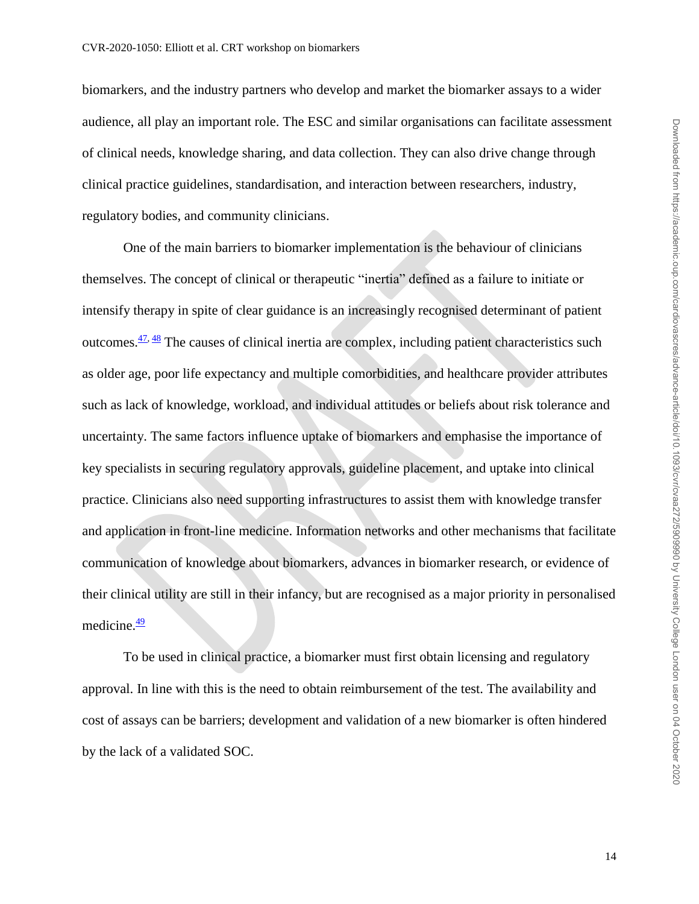biomarkers, and the industry partners who develop and market the biomarker assays to a wider audience, all play an important role. The ESC and similar organisations can facilitate assessment of clinical needs, knowledge sharing, and data collection. They can also drive change through clinical practice guidelines, standardisation, and interaction between researchers, industry, regulatory bodies, and community clinicians.

One of the main barriers to biomarker implementation is the behaviour of clinicians themselves. The concept of clinical or therapeutic "inertia" defined as a failure to initiate or intensify therapy in spite of clear guidance is an increasingly recognised determinant of patient outcomes.[47, 48] The causes of clinical inertia are complex, including patient characteristics such as older age, poor life expectancy and multiple comorbidities, and healthcare provider attributes such as lack of knowledge, workload, and individual attitudes or beliefs about risk tolerance and uncertainty. The same factors influence uptake of biomarkers and emphasise the importance of key specialists in securing regulatory approvals, guideline placement, and uptake into clinical practice. Clinicians also need supporting infrastructures to assist them with knowledge transfer and application in front-line medicine. Information networks and other mechanisms that facilitate communication of knowledge about biomarkers, advances in biomarker research, or evidence of their clinical utility are still in their infancy, but are recognised as a major priority in personalised medicine.[49]

To be used in clinical practice, a biomarker must first obtain licensing and regulatory approval. In line with this is the need to obtain reimbursement of the test. The availability and cost of assays can be barriers; development and validation of a new biomarker is often hindered by the lack of a validated SOC.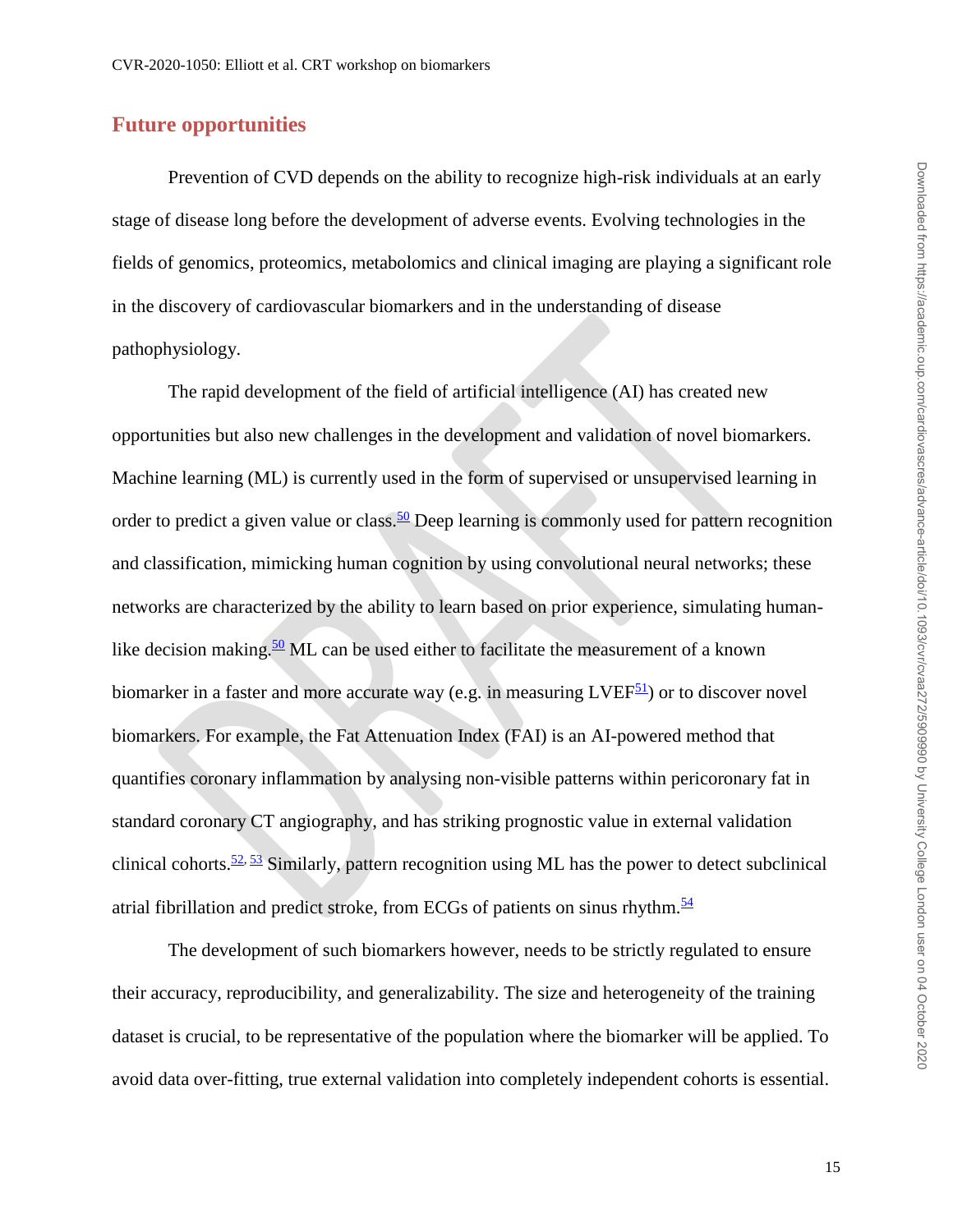## Future opportunities

Prevention of CVD depends on the ability to recognize high-risk individuals at an early stage of disease long before the development of adverse events. Evolving technologies in the fields of genomics, proteomics, metabolomics and clinical imaging are playing a significant role in the discovery of cardiovascular biomarkers and in the understanding of disease pathophysiology.

The rapid development of the field of artificial intelligence (AI) has created new opportunities but also new challenges in the development and validation of novel biomarkers. Machine learning (ML) is currently used in the form of supervised or unsupervised learning in order to predict a given value or class.[50] Deep learning is commonly used for pattern recognition and classification, mimicking human cognition by using convolutional neural networks; these networks are characterized by the ability to learn based on prior experience, simulating human-like decision making.[50] ML can be used either to facilitate the measurement of a known biomarker in a faster and more accurate way (e.g. in measuring LVEF[51]) or to discover novel biomarkers. For example, the Fat Attenuation Index (FAI) is an AI-powered method that quantifies coronary inflammation by analysing non-visible patterns within pericoronary fat in standard coronary CT angiography, and has striking prognostic value in external validation clinical cohorts.[52, 53] Similarly, pattern recognition using ML has the power to detect subclinical atrial fibrillation and predict stroke, from ECGs of patients on sinus rhythm.[54]

The development of such biomarkers however, needs to be strictly regulated to ensure their accuracy, reproducibility, and generalizability. The size and heterogeneity of the training dataset is crucial, to be representative of the population where the biomarker will be applied. To avoid data over-fitting, true external validation into completely independent cohorts is essential.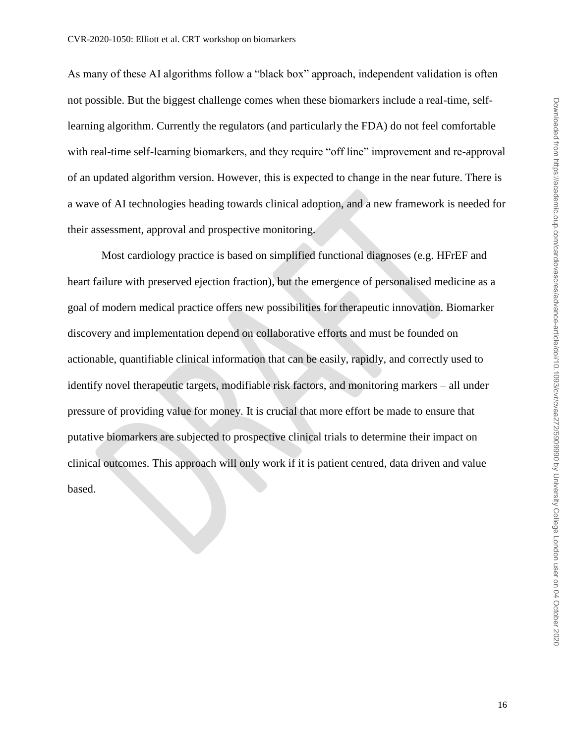As many of these AI algorithms follow a "black box" approach, independent validation is often not possible. But the biggest challenge comes when these biomarkers include a real-time, self-learning algorithm. Currently the regulators (and particularly the FDA) do not feel comfortable with real-time self-learning biomarkers, and they require "off line" improvement and re-approval of an updated algorithm version. However, this is expected to change in the near future. There is a wave of AI technologies heading towards clinical adoption, and a new framework is needed for their assessment, approval and prospective monitoring.

Most cardiology practice is based on simplified functional diagnoses (e.g. HFrEF and heart failure with preserved ejection fraction), but the emergence of personalised medicine as a goal of modern medical practice offers new possibilities for therapeutic innovation. Biomarker discovery and implementation depend on collaborative efforts and must be founded on actionable, quantifiable clinical information that can be easily, rapidly, and correctly used to identify novel therapeutic targets, modifiable risk factors, and monitoring markers – all under pressure of providing value for money. It is crucial that more effort be made to ensure that putative biomarkers are subjected to prospective clinical trials to determine their impact on clinical outcomes. This approach will only work if it is patient centred, data driven and value based.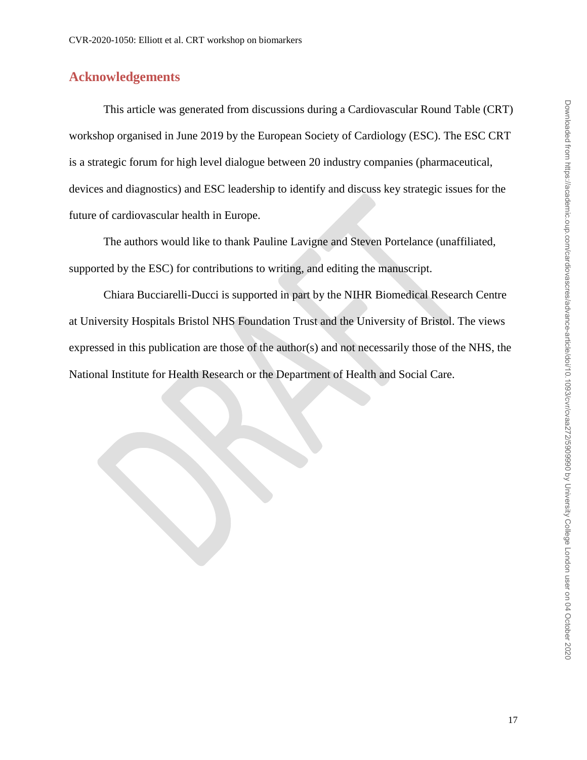## Acknowledgements

This article was generated from discussions during a Cardiovascular Round Table (CRT) workshop organised in June 2019 by the European Society of Cardiology (ESC). The ESC CRT is a strategic forum for high level dialogue between 20 industry companies (pharmaceutical, devices and diagnostics) and ESC leadership to identify and discuss key strategic issues for the future of cardiovascular health in Europe.

The authors would like to thank Pauline Lavigne and Steven Portelance (unaffiliated, supported by the ESC) for contributions to writing, and editing the manuscript.

Chiara Bucciarelli-Ducci is supported in part by the NIHR Biomedical Research Centre at University Hospitals Bristol NHS Foundation Trust and the University of Bristol. The views expressed in this publication are those of the author(s) and not necessarily those of the NHS, the National Institute for Health Research or the Department of Health and Social Care.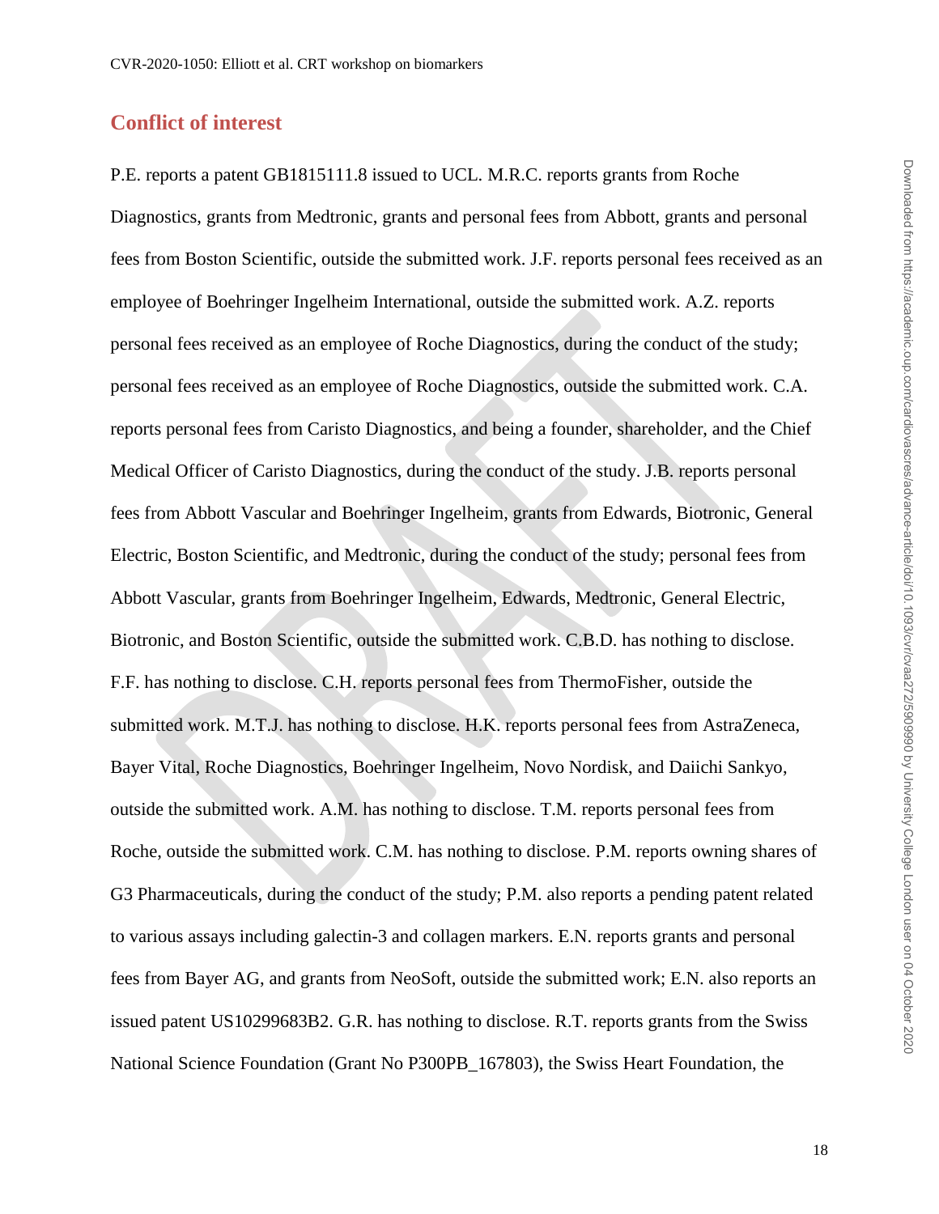## Conflict of interest

P.E. reports a patent GB1815111.8 issued to UCL. M.R.C. reports grants from Roche Diagnostics, grants from Medtronic, grants and personal fees from Abbott, grants and personal fees from Boston Scientific, outside the submitted work. J.F. reports personal fees received as an employee of Boehringer Ingelheim International, outside the submitted work. A.Z. reports personal fees received as an employee of Roche Diagnostics, during the conduct of the study; personal fees received as an employee of Roche Diagnostics, outside the submitted work. C.A. reports personal fees from Caristo Diagnostics, and being a founder, shareholder, and the Chief Medical Officer of Caristo Diagnostics, during the conduct of the study. J.B. reports personal fees from Abbott Vascular and Boehringer Ingelheim, grants from Edwards, Biotronic, General Electric, Boston Scientific, and Medtronic, during the conduct of the study; personal fees from Abbott Vascular, grants from Boehringer Ingelheim, Edwards, Medtronic, General Electric, Biotronic, and Boston Scientific, outside the submitted work. C.B.D. has nothing to disclose. F.F. has nothing to disclose. C.H. reports personal fees from ThermoFisher, outside the submitted work. M.T.J. has nothing to disclose. H.K. reports personal fees from AstraZeneca, Bayer Vital, Roche Diagnostics, Boehringer Ingelheim, Novo Nordisk, and Daiichi Sankyo, outside the submitted work. A.M. has nothing to disclose. T.M. reports personal fees from Roche, outside the submitted work. C.M. has nothing to disclose. P.M. reports owning shares of G3 Pharmaceuticals, during the conduct of the study; P.M. also reports a pending patent related to various assays including galectin-3 and collagen markers. E.N. reports grants and personal fees from Bayer AG, and grants from NeoSoft, outside the submitted work; E.N. also reports an issued patent US10299683B2. G.R. has nothing to disclose. R.T. reports grants from the Swiss National Science Foundation (Grant No P300PB_167803), the Swiss Heart Foundation, the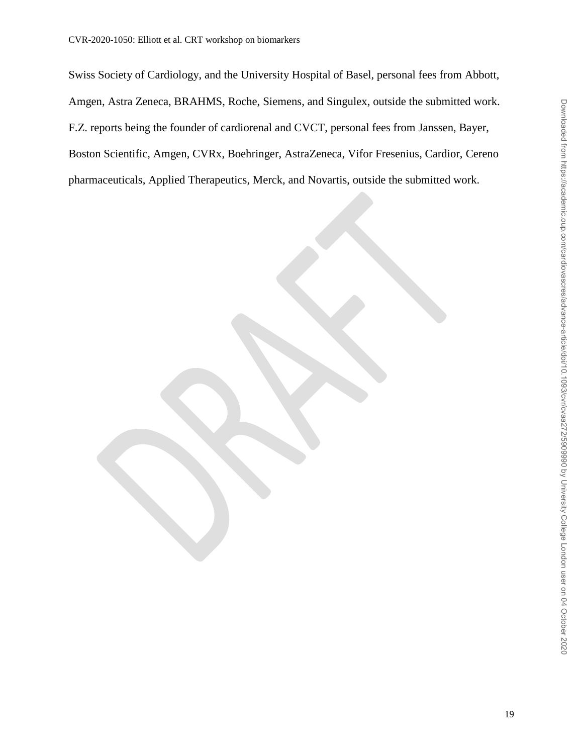Swiss Society of Cardiology, and the University Hospital of Basel, personal fees from Abbott, Amgen, Astra Zeneca, BRAHMS, Roche, Siemens, and Singulex, outside the submitted work. F.Z. reports being the founder of cardiorenal and CVCT, personal fees from Janssen, Bayer, Boston Scientific, Amgen, CVRx, Boehringer, AstraZeneca, Vifor Fresenius, Cardior, Cereno pharmaceuticals, Applied Therapeutics, Merck, and Novartis, outside the submitted work.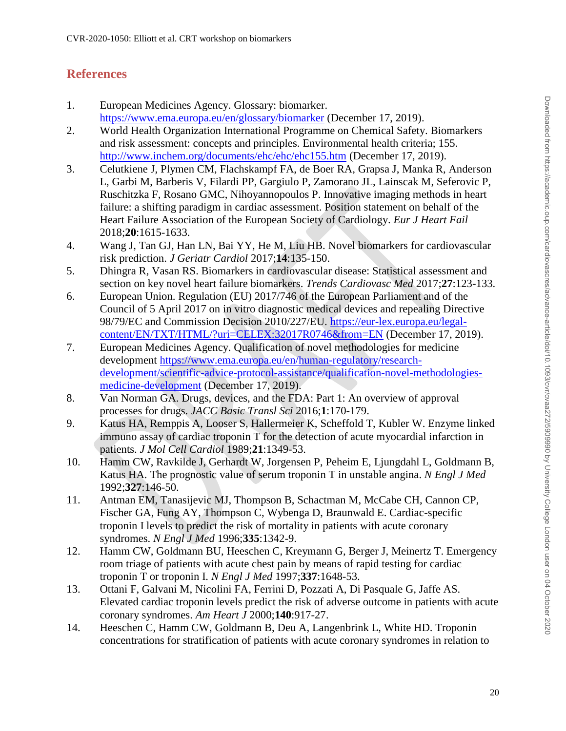## References

1. European Medicines Agency. Glossary: biomarker. https://www.ema.europa.eu/en/glossary/biomarker (December 17, 2019).
2. World Health Organization International Programme on Chemical Safety. Biomarkers and risk assessment: concepts and principles. Environmental health criteria; 155. http://www.inchem.org/documents/ehc/ehc/ehc155.htm (December 17, 2019).
3. Celutkiene J, Plymen CM, Flachskampf FA, de Boer RA, Grapsa J, Manka R, Anderson L, Garbi M, Barberis V, Filardi PP, Gargiulo P, Zamorano JL, Lainscak M, Seferovic P, Ruschitzka F, Rosano GMC, Nihoyannopoulos P. Innovative imaging methods in heart failure: a shifting paradigm in cardiac assessment. Position statement on behalf of the Heart Failure Association of the European Society of Cardiology. *Eur J Heart Fail* 2018;**20**:1615-1633.
4. Wang J, Tan GJ, Han LN, Bai YY, He M, Liu HB. Novel biomarkers for cardiovascular risk prediction. *J Geriatr Cardiol* 2017;**14**:135-150.
5. Dhingra R, Vasan RS. Biomarkers in cardiovascular disease: Statistical assessment and section on key novel heart failure biomarkers. *Trends Cardiovasc Med* 2017;**27**:123-133.
6. European Union. Regulation (EU) 2017/746 of the European Parliament and of the Council of 5 April 2017 on in vitro diagnostic medical devices and repealing Directive 98/79/EC and Commission Decision 2010/227/EU. https://eur-lex.europa.eu/legal-content/EN/TXT/HTML/?uri=CELEX:32017R0746&from=EN (December 17, 2019).
7. European Medicines Agency. Qualification of novel methodologies for medicine development https://www.ema.europa.eu/en/human-regulatory/research-development/scientific-advice-protocol-assistance/qualification-novel-methodologies-medicine-development (December 17, 2019).
8. Van Norman GA. Drugs, devices, and the FDA: Part 1: An overview of approval processes for drugs. *JACC Basic Transl Sci* 2016;**1**:170-179.
9. Katus HA, Remppis A, Looser S, Hallermeier K, Scheffold T, Kubler W. Enzyme linked immuno assay of cardiac troponin T for the detection of acute myocardial infarction in patients. *J Mol Cell Cardiol* 1989;**21**:1349-53.
10. Hamm CW, Ravkilde J, Gerhardt W, Jorgensen P, Peheim E, Ljungdahl L, Goldmann B, Katus HA. The prognostic value of serum troponin T in unstable angina. *N Engl J Med* 1992;**327**:146-50.
11. Antman EM, Tanasijevic MJ, Thompson B, Schactman M, McCabe CH, Cannon CP, Fischer GA, Fung AY, Thompson C, Wybenga D, Braunwald E. Cardiac-specific troponin I levels to predict the risk of mortality in patients with acute coronary syndromes. *N Engl J Med* 1996;**335**:1342-9.
12. Hamm CW, Goldmann BU, Heeschen C, Kreymann G, Berger J, Meinertz T. Emergency room triage of patients with acute chest pain by means of rapid testing for cardiac troponin T or troponin I. *N Engl J Med* 1997;**337**:1648-53.
13. Ottani F, Galvani M, Nicolini FA, Ferrini D, Pozzati A, Di Pasquale G, Jaffe AS. Elevated cardiac troponin levels predict the risk of adverse outcome in patients with acute coronary syndromes. *Am Heart J* 2000;**140**:917-27.
14. Heeschen C, Hamm CW, Goldmann B, Deu A, Langenbrink L, White HD. Troponin concentrations for stratification of patients with acute coronary syndromes in relation to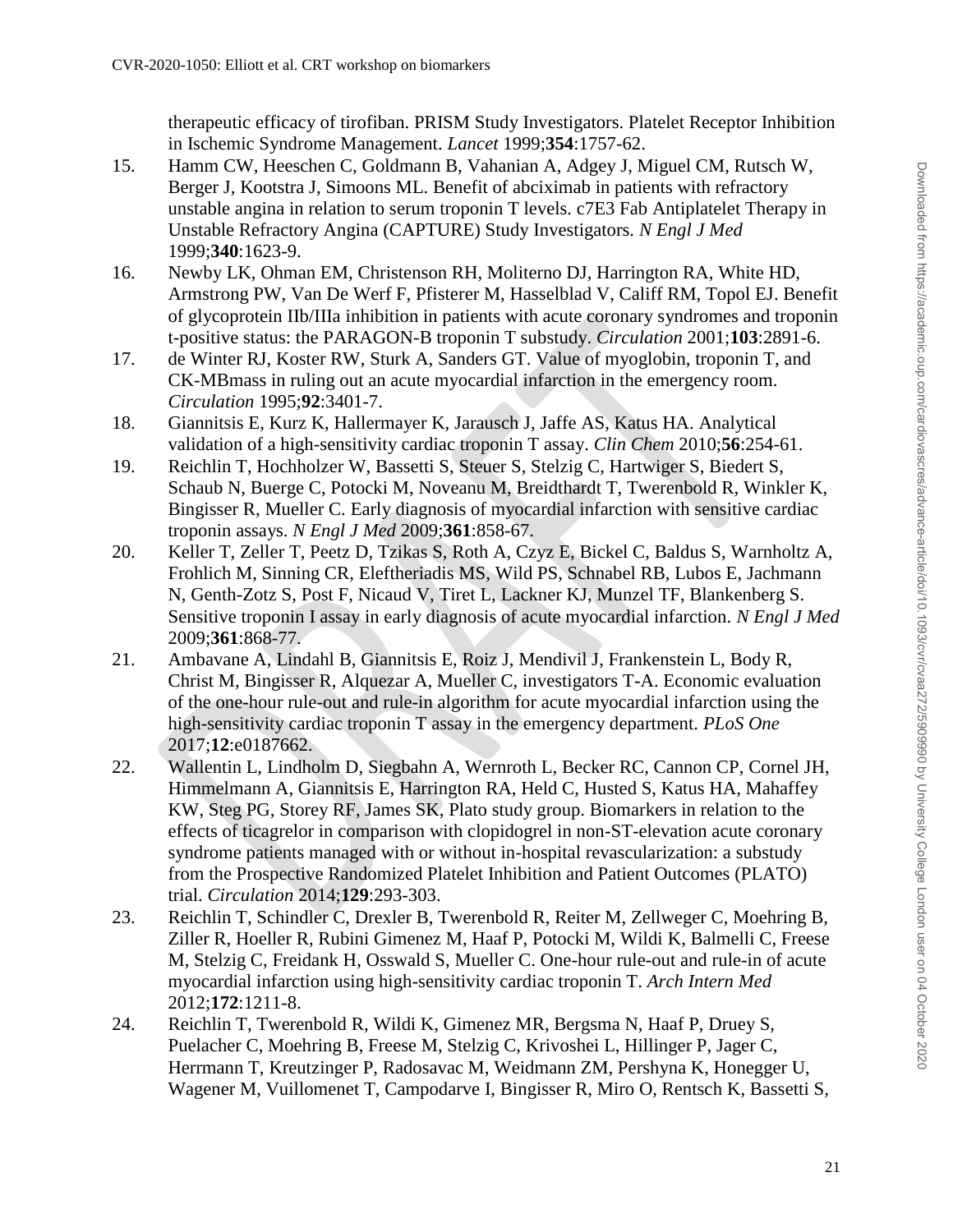therapeutic efficacy of tirofiban. PRISM Study Investigators. Platelet Receptor Inhibition in Ischemic Syndrome Management. *Lancet* 1999;**354**:1757-62.

15. Hamm CW, Heeschen C, Goldmann B, Vahanian A, Adgey J, Miguel CM, Rutsch W, Berger J, Kootstra J, Simoons ML. Benefit of abciximab in patients with refractory unstable angina in relation to serum troponin T levels. c7E3 Fab Antiplatelet Therapy in Unstable Refractory Angina (CAPTURE) Study Investigators. *N Engl J Med* 1999;**340**:1623-9.
16. Newby LK, Ohman EM, Christenson RH, Moliterno DJ, Harrington RA, White HD, Armstrong PW, Van De Werf F, Pfisterer M, Hasselblad V, Califf RM, Topol EJ. Benefit of glycoprotein IIb/IIIa inhibition in patients with acute coronary syndromes and troponin t-positive status: the PARAGON-B troponin T substudy. *Circulation* 2001;**103**:2891-6.
17. de Winter RJ, Koster RW, Sturk A, Sanders GT. Value of myoglobin, troponin T, and CK-MBmass in ruling out an acute myocardial infarction in the emergency room. *Circulation* 1995;**92**:3401-7.
18. Giannitsis E, Kurz K, Hallermayer K, Jarausch J, Jaffe AS, Katus HA. Analytical validation of a high-sensitivity cardiac troponin T assay. *Clin Chem* 2010;**56**:254-61.
19. Reichlin T, Hochholzer W, Bassetti S, Steuer S, Stelzig C, Hartwiger S, Biedert S, Schaub N, Buerge C, Potocki M, Noveanu M, Breidthardt T, Twerenbold R, Winkler K, Bingisser R, Mueller C. Early diagnosis of myocardial infarction with sensitive cardiac troponin assays. *N Engl J Med* 2009;**361**:858-67.
20. Keller T, Zeller T, Peetz D, Tzikas S, Roth A, Czyz E, Bickel C, Baldus S, Warnholtz A, Frohlich M, Sinning CR, Eleftheriadis MS, Wild PS, Schnabel RB, Lubos E, Jachmann N, Genth-Zotz S, Post F, Nicaud V, Tiret L, Lackner KJ, Munzel TF, Blankenberg S. Sensitive troponin I assay in early diagnosis of acute myocardial infarction. *N Engl J Med* 2009;**361**:868-77.
21. Ambavane A, Lindahl B, Giannitsis E, Roiz J, Mendivil J, Frankenstein L, Body R, Christ M, Bingisser R, Alquezar A, Mueller C, investigators T-A. Economic evaluation of the one-hour rule-out and rule-in algorithm for acute myocardial infarction using the high-sensitivity cardiac troponin T assay in the emergency department. *PLoS One* 2017;**12**:e0187662.
22. Wallentin L, Lindholm D, Siegbahn A, Wernroth L, Becker RC, Cannon CP, Cornel JH, Himmelmann A, Giannitsis E, Harrington RA, Held C, Husted S, Katus HA, Mahaffey KW, Steg PG, Storey RF, James SK, Plato study group. Biomarkers in relation to the effects of ticagrelor in comparison with clopidogrel in non-ST-elevation acute coronary syndrome patients managed with or without in-hospital revascularization: a substudy from the Prospective Randomized Platelet Inhibition and Patient Outcomes (PLATO) trial. *Circulation* 2014;**129**:293-303.
23. Reichlin T, Schindler C, Drexler B, Twerenbold R, Reiter M, Zellweger C, Moehring B, Ziller R, Hoeller R, Rubini Gimenez M, Haaf P, Potocki M, Wildi K, Balmelli C, Freese M, Stelzig C, Freidank H, Osswald S, Mueller C. One-hour rule-out and rule-in of acute myocardial infarction using high-sensitivity cardiac troponin T. *Arch Intern Med* 2012;**172**:1211-8.
24. Reichlin T, Twerenbold R, Wildi K, Gimenez MR, Bergsma N, Haaf P, Druey S, Puelacher C, Moehring B, Freese M, Stelzig C, Krivoshei L, Hillinger P, Jager C, Herrmann T, Kreutzinger P, Radosavac M, Weidmann ZM, Pershyna K, Honegger U, Wagener M, Vuillomenet T, Campodarve I, Bingisser R, Miro O, Rentsch K, Bassetti S,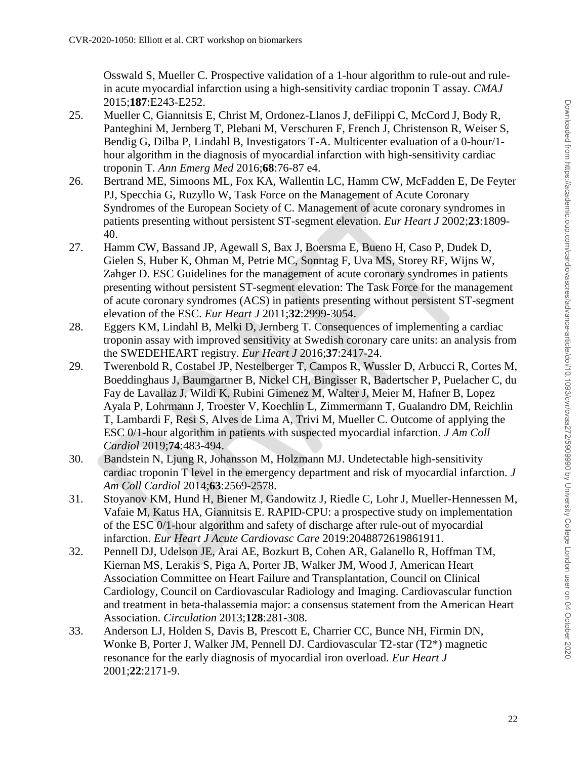Osswald S, Mueller C. Prospective validation of a 1-hour algorithm to rule-out and rule-in acute myocardial infarction using a high-sensitivity cardiac troponin T assay. *CMAJ* 2015;**187**:E243-E252.

25. Mueller C, Giannitsis E, Christ M, Ordonez-Llanos J, deFilippi C, McCord J, Body R, Panteghini M, Jernberg T, Plebani M, Verschuren F, French J, Christenson R, Weiser S, Bendig G, Dilba P, Lindahl B, Investigators T-A. Multicenter evaluation of a 0-hour/1-hour algorithm in the diagnosis of myocardial infarction with high-sensitivity cardiac troponin T. *Ann Emerg Med* 2016;**68**:76-87 e4.
26. Bertrand ME, Simoons ML, Fox KA, Wallentin LC, Hamm CW, McFadden E, De Feyter PJ, Specchia G, Ruzyllo W, Task Force on the Management of Acute Coronary Syndromes of the European Society of C. Management of acute coronary syndromes in patients presenting without persistent ST-segment elevation. *Eur Heart J* 2002;**23**:1809-40.
27. Hamm CW, Bassand JP, Agewall S, Bax J, Boersma E, Bueno H, Caso P, Dudek D, Gielen S, Huber K, Ohman M, Petrie MC, Sonntag F, Uva MS, Storey RF, Wijns W, Zahger D. ESC Guidelines for the management of acute coronary syndromes in patients presenting without persistent ST-segment elevation: The Task Force for the management of acute coronary syndromes (ACS) in patients presenting without persistent ST-segment elevation of the ESC. *Eur Heart J* 2011;**32**:2999-3054.
28. Eggers KM, Lindahl B, Melki D, Jernberg T. Consequences of implementing a cardiac troponin assay with improved sensitivity at Swedish coronary care units: an analysis from the SWEDEHEART registry. *Eur Heart J* 2016;**37**:2417-24.
29. Twerenbold R, Costabel JP, Nestelberger T, Campos R, Wussler D, Arbucci R, Cortes M, Boeddinghaus J, Baumgartner B, Nickel CH, Bingisser R, Badertscher P, Puelacher C, du Fay de Lavallaz J, Wildi K, Rubini Gimenez M, Walter J, Meier M, Hafner B, Lopez Ayala P, Lohrmann J, Troester V, Koechlin L, Zimmermann T, Gualandro DM, Reichlin T, Lambardi F, Resi S, Alves de Lima A, Trivi M, Mueller C. Outcome of applying the ESC 0/1-hour algorithm in patients with suspected myocardial infarction. *J Am Coll Cardiol* 2019;**74**:483-494.
30. Bandstein N, Ljung R, Johansson M, Holzmann MJ. Undetectable high-sensitivity cardiac troponin T level in the emergency department and risk of myocardial infarction. *J Am Coll Cardiol* 2014;**63**:2569-2578.
31. Stoyanov KM, Hund H, Biener M, Gandowitz J, Riedle C, Lohr J, Mueller-Hennessen M, Vafaie M, Katus HA, Giannitsis E. RAPID-CPU: a prospective study on implementation of the ESC 0/1-hour algorithm and safety of discharge after rule-out of myocardial infarction. *Eur Heart J Acute Cardiovasc Care* 2019:2048872619861911.
32. Pennell DJ, Udelson JE, Arai AE, Bozkurt B, Cohen AR, Galanello R, Hoffman TM, Kiernan MS, Lerakis S, Piga A, Porter JB, Walker JM, Wood J, American Heart Association Committee on Heart Failure and Transplantation, Council on Clinical Cardiology, Council on Cardiovascular Radiology and Imaging. Cardiovascular function and treatment in beta-thalassemia major: a consensus statement from the American Heart Association. *Circulation* 2013;**128**:281-308.
33. Anderson LJ, Holden S, Davis B, Prescott E, Charrier CC, Bunce NH, Firmin DN, Wonke B, Porter J, Walker JM, Pennell DJ. Cardiovascular T2-star (T2*) magnetic resonance for the early diagnosis of myocardial iron overload. *Eur Heart J* 2001;**22**:2171-9.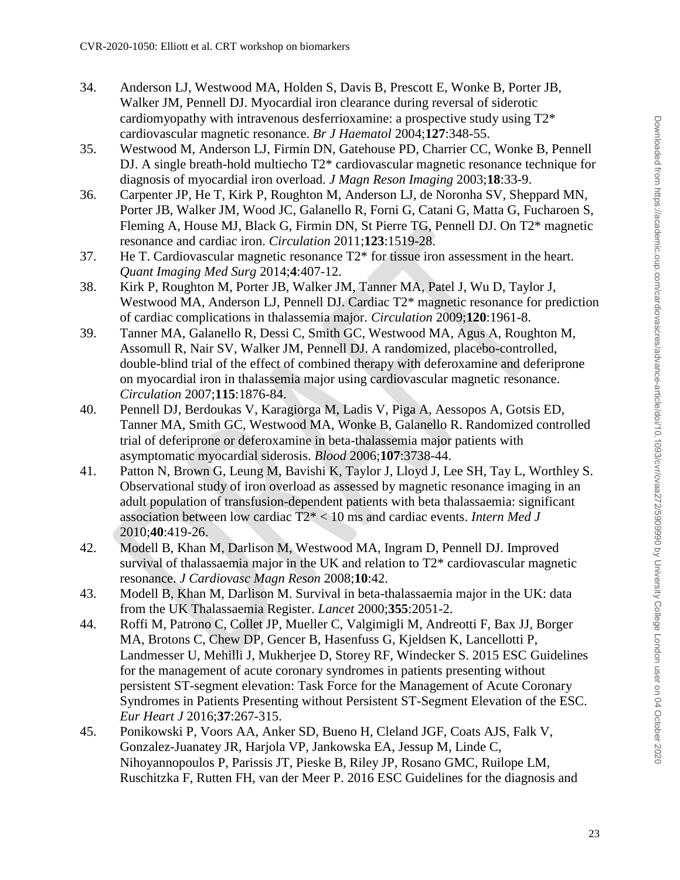34. Anderson LJ, Westwood MA, Holden S, Davis B, Prescott E, Wonke B, Porter JB, Walker JM, Pennell DJ. Myocardial iron clearance during reversal of siderotic cardiomyopathy with intravenous desferrioxamine: a prospective study using T2* cardiovascular magnetic resonance. *Br J Haematol* 2004;**127**:348-55.
35. Westwood M, Anderson LJ, Firmin DN, Gatehouse PD, Charrier CC, Wonke B, Pennell DJ. A single breath-hold multiecho T2* cardiovascular magnetic resonance technique for diagnosis of myocardial iron overload. *J Magn Reson Imaging* 2003;**18**:33-9.
36. Carpenter JP, He T, Kirk P, Roughton M, Anderson LJ, de Noronha SV, Sheppard MN, Porter JB, Walker JM, Wood JC, Galanello R, Forni G, Catani G, Matta G, Fucharoen S, Fleming A, House MJ, Black G, Firmin DN, St Pierre TG, Pennell DJ. On T2* magnetic resonance and cardiac iron. *Circulation* 2011;**123**:1519-28.
37. He T. Cardiovascular magnetic resonance T2* for tissue iron assessment in the heart. *Quant Imaging Med Surg* 2014;**4**:407-12.
38. Kirk P, Roughton M, Porter JB, Walker JM, Tanner MA, Patel J, Wu D, Taylor J, Westwood MA, Anderson LJ, Pennell DJ. Cardiac T2* magnetic resonance for prediction of cardiac complications in thalassemia major. *Circulation* 2009;**120**:1961-8.
39. Tanner MA, Galanello R, Dessi C, Smith GC, Westwood MA, Agus A, Roughton M, Assomull R, Nair SV, Walker JM, Pennell DJ. A randomized, placebo-controlled, double-blind trial of the effect of combined therapy with deferoxamine and deferiprone on myocardial iron in thalassemia major using cardiovascular magnetic resonance. *Circulation* 2007;**115**:1876-84.
40. Pennell DJ, Berdoukas V, Karagiorga M, Ladis V, Piga A, Aessopos A, Gotsis ED, Tanner MA, Smith GC, Westwood MA, Wonke B, Galanello R. Randomized controlled trial of deferiprone or deferoxamine in beta-thalassemia major patients with asymptomatic myocardial siderosis. *Blood* 2006;**107**:3738-44.
41. Patton N, Brown G, Leung M, Bavishi K, Taylor J, Lloyd J, Lee SH, Tay L, Worthley S. Observational study of iron overload as assessed by magnetic resonance imaging in an adult population of transfusion-dependent patients with beta thalassaemia: significant association between low cardiac T2* < 10 ms and cardiac events. *Intern Med J* 2010;**40**:419-26.
42. Modell B, Khan M, Darlison M, Westwood MA, Ingram D, Pennell DJ. Improved survival of thalassaemia major in the UK and relation to T2* cardiovascular magnetic resonance. *J Cardiovasc Magn Reson* 2008;**10**:42.
43. Modell B, Khan M, Darlison M. Survival in beta-thalassaemia major in the UK: data from the UK Thalassaemia Register. *Lancet* 2000;**355**:2051-2.
44. Roffi M, Patrono C, Collet JP, Mueller C, Valgimigli M, Andreotti F, Bax JJ, Borger MA, Brotons C, Chew DP, Gencer B, Hasenfuss G, Kjeldsen K, Lancellotti P, Landmesser U, Mehilli J, Mukherjee D, Storey RF, Windecker S. 2015 ESC Guidelines for the management of acute coronary syndromes in patients presenting without persistent ST-segment elevation: Task Force for the Management of Acute Coronary Syndromes in Patients Presenting without Persistent ST-Segment Elevation of the ESC. *Eur Heart J* 2016;**37**:267-315.
45. Ponikowski P, Voors AA, Anker SD, Bueno H, Cleland JGF, Coats AJS, Falk V, Gonzalez-Juanatey JR, Harjola VP, Jankowska EA, Jessup M, Linde C, Nihoyannopoulos P, Parissis JT, Pieske B, Riley JP, Rosano GMC, Ruilope LM, Ruschitzka F, Rutten FH, van der Meer P. 2016 ESC Guidelines for the diagnosis and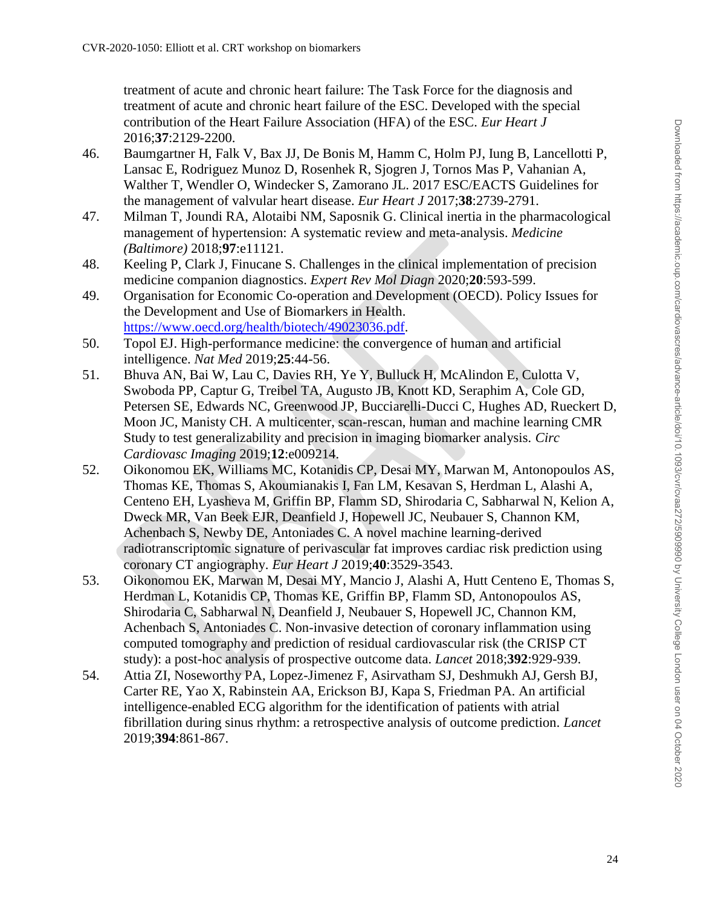treatment of acute and chronic heart failure: The Task Force for the diagnosis and treatment of acute and chronic heart failure of the ESC. Developed with the special contribution of the Heart Failure Association (HFA) of the ESC. *Eur Heart J* 2016;**37**:2129-2200.

46. Baumgartner H, Falk V, Bax JJ, De Bonis M, Hamm C, Holm PJ, Iung B, Lancellotti P, Lansac E, Rodriguez Munoz D, Rosenhek R, Sjogren J, Tornos Mas P, Vahanian A, Walther T, Wendler O, Windecker S, Zamorano JL. 2017 ESC/EACTS Guidelines for the management of valvular heart disease. *Eur Heart J* 2017;**38**:2739-2791.
47. Milman T, Joundi RA, Alotaibi NM, Saposnik G. Clinical inertia in the pharmacological management of hypertension: A systematic review and meta-analysis. *Medicine (Baltimore)* 2018;**97**:e11121.
48. Keeling P, Clark J, Finucane S. Challenges in the clinical implementation of precision medicine companion diagnostics. *Expert Rev Mol Diagn* 2020;**20**:593-599.
49. Organisation for Economic Co-operation and Development (OECD). Policy Issues for the Development and Use of Biomarkers in Health. https://www.oecd.org/health/biotech/49023036.pdf.
50. Topol EJ. High-performance medicine: the convergence of human and artificial intelligence. *Nat Med* 2019;**25**:44-56.
51. Bhuva AN, Bai W, Lau C, Davies RH, Ye Y, Bulluck H, McAlindon E, Culotta V, Swoboda PP, Captur G, Treibel TA, Augusto JB, Knott KD, Seraphim A, Cole GD, Petersen SE, Edwards NC, Greenwood JP, Bucciarelli-Ducci C, Hughes AD, Rueckert D, Moon JC, Manisty CH. A multicenter, scan-rescan, human and machine learning CMR Study to test generalizability and precision in imaging biomarker analysis. *Circ Cardiovasc Imaging* 2019;**12**:e009214.
52. Oikonomou EK, Williams MC, Kotanidis CP, Desai MY, Marwan M, Antonopoulos AS, Thomas KE, Thomas S, Akoumianakis I, Fan LM, Kesavan S, Herdman L, Alashi A, Centeno EH, Lyasheva M, Griffin BP, Flamm SD, Shirodaria C, Sabharwal N, Kelion A, Dweck MR, Van Beek EJR, Deanfield J, Hopewell JC, Neubauer S, Channon KM, Achenbach S, Newby DE, Antoniades C. A novel machine learning-derived radiotranscriptomic signature of perivascular fat improves cardiac risk prediction using coronary CT angiography. *Eur Heart J* 2019;**40**:3529-3543.
53. Oikonomou EK, Marwan M, Desai MY, Mancio J, Alashi A, Hutt Centeno E, Thomas S, Herdman L, Kotanidis CP, Thomas KE, Griffin BP, Flamm SD, Antonopoulos AS, Shirodaria C, Sabharwal N, Deanfield J, Neubauer S, Hopewell JC, Channon KM, Achenbach S, Antoniades C. Non-invasive detection of coronary inflammation using computed tomography and prediction of residual cardiovascular risk (the CRISP CT study): a post-hoc analysis of prospective outcome data. *Lancet* 2018;**392**:929-939.
54. Attia ZI, Noseworthy PA, Lopez-Jimenez F, Asirvatham SJ, Deshmukh AJ, Gersh BJ, Carter RE, Yao X, Rabinstein AA, Erickson BJ, Kapa S, Friedman PA. An artificial intelligence-enabled ECG algorithm for the identification of patients with atrial fibrillation during sinus rhythm: a retrospective analysis of outcome prediction. *Lancet* 2019;**394**:861-867.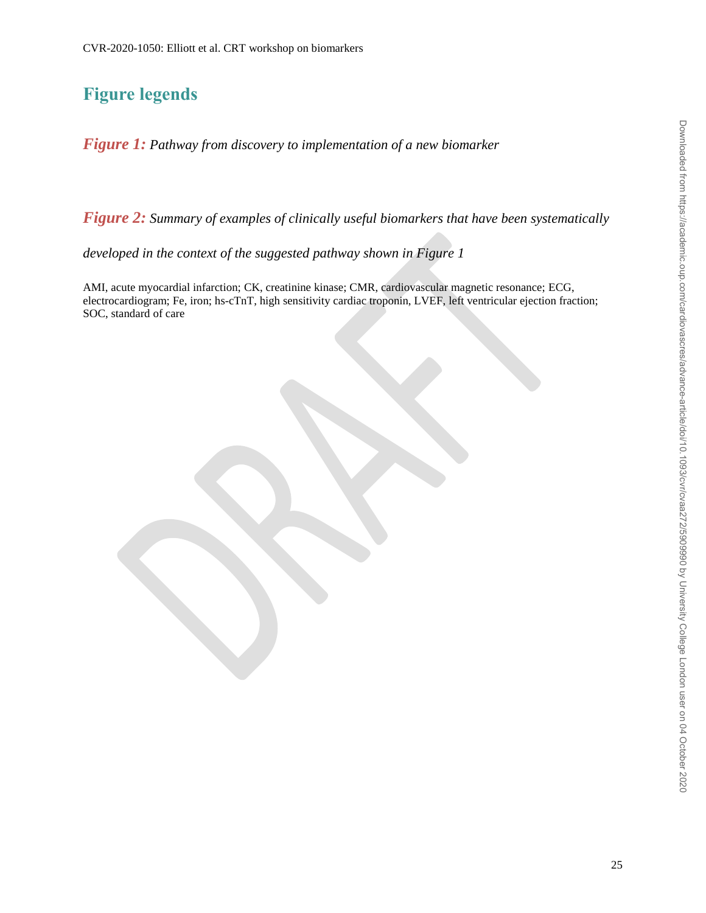# Figure legends

***Figure 1:*** *Pathway from discovery to implementation of a new biomarker*

***Figure 2:*** *Summary of examples of clinically useful biomarkers that have been systematically developed in the context of the suggested pathway shown in Figure 1*

AMI, acute myocardial infarction; CK, creatinine kinase; CMR, cardiovascular magnetic resonance; ECG, electrocardiogram; Fe, iron; hs-cTnT, high sensitivity cardiac troponin, LVEF, left ventricular ejection fraction; SOC, standard of care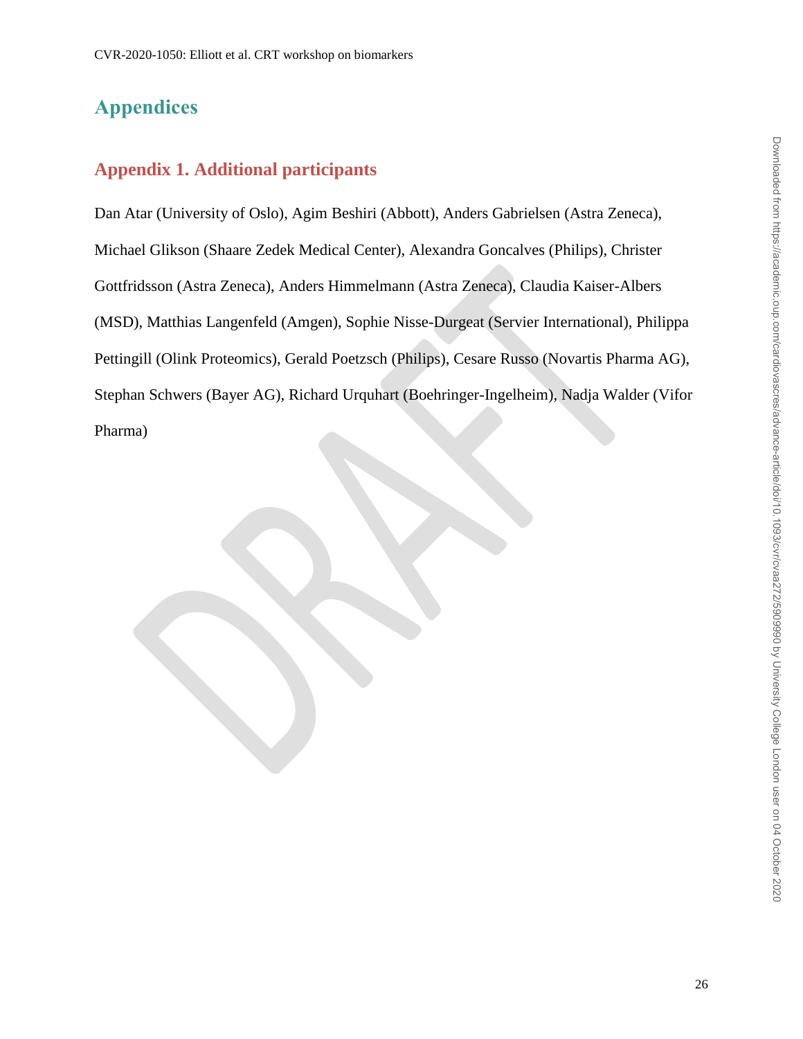# Appendices

## Appendix 1. Additional participants

Dan Atar (University of Oslo), Agim Beshiri (Abbott), Anders Gabrielsen (Astra Zeneca), Michael Glikson (Shaare Zedek Medical Center), Alexandra Goncalves (Philips), Christer Gottfridsson (Astra Zeneca), Anders Himmelmann (Astra Zeneca), Claudia Kaiser-Albers (MSD), Matthias Langenfeld (Amgen), Sophie Nisse-Durgeat (Servier International), Philippa Pettingill (Olink Proteomics), Gerald Poetzsch (Philips), Cesare Russo (Novartis Pharma AG), Stephan Schwers (Bayer AG), Richard Urquhart (Boehringer-Ingelheim), Nadja Walder (Vifor Pharma)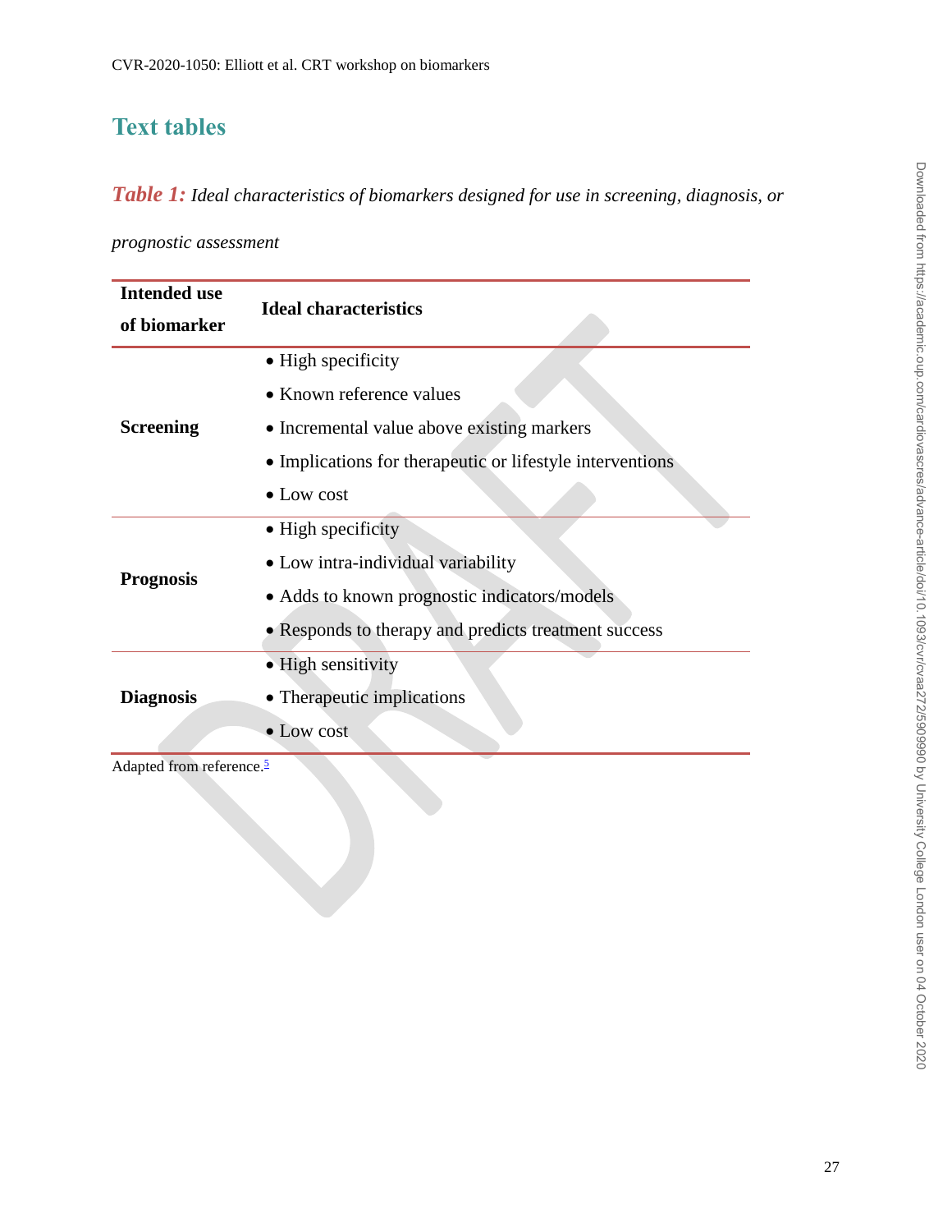## Text tables

***Table 1:*** *Ideal characteristics of biomarkers designed for use in screening, diagnosis, or prognostic assessment*

| Intended use of biomarker | Ideal characteristics |
|---|---|
| **Screening** | • High specificity<br>• Known reference values<br>• Incremental value above existing markers<br>• Implications for therapeutic or lifestyle interventions<br>• Low cost |
| **Prognosis** | • High specificity<br>• Low intra-individual variability<br>• Adds to known prognostic indicators/models<br>• Responds to therapy and predicts treatment success |
| **Diagnosis** | • High sensitivity<br>• Therapeutic implications<br>• Low cost |

Adapted from reference.[5]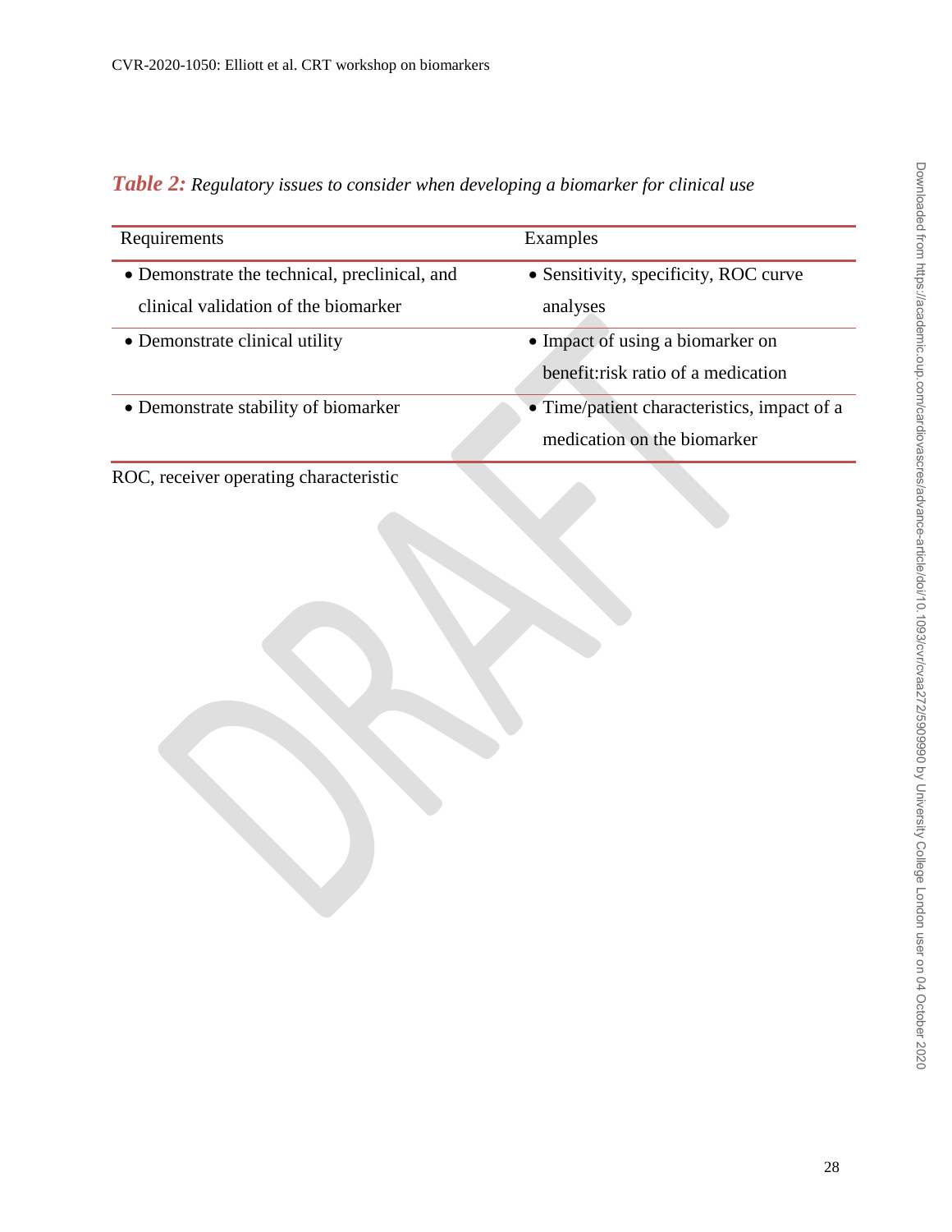***Table 2:*** *Regulatory issues to consider when developing a biomarker for clinical use*

| Requirements | Examples |
|---|---|
| • Demonstrate the technical, preclinical, and clinical validation of the biomarker | • Sensitivity, specificity, ROC curve analyses |
| • Demonstrate clinical utility | • Impact of using a biomarker on benefit:risk ratio of a medication |
| • Demonstrate stability of biomarker | • Time/patient characteristics, impact of a medication on the biomarker |

ROC, receiver operating characteristic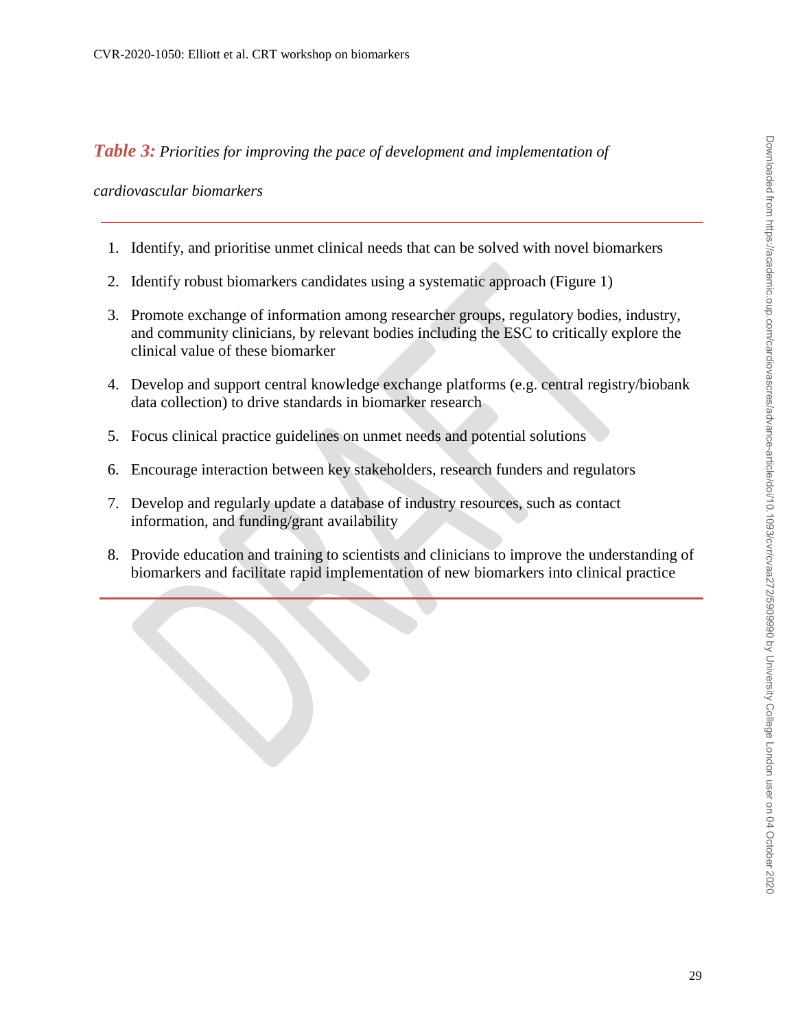***Table 3:*** *Priorities for improving the pace of development and implementation of cardiovascular biomarkers*

1. Identify, and prioritise unmet clinical needs that can be solved with novel biomarkers
2. Identify robust biomarkers candidates using a systematic approach (Figure 1)
3. Promote exchange of information among researcher groups, regulatory bodies, industry, and community clinicians, by relevant bodies including the ESC to critically explore the clinical value of these biomarker
4. Develop and support central knowledge exchange platforms (e.g. central registry/biobank data collection) to drive standards in biomarker research
5. Focus clinical practice guidelines on unmet needs and potential solutions
6. Encourage interaction between key stakeholders, research funders and regulators
7. Develop and regularly update a database of industry resources, such as contact information, and funding/grant availability
8. Provide education and training to scientists and clinicians to improve the understanding of biomarkers and facilitate rapid implementation of new biomarkers into clinical practice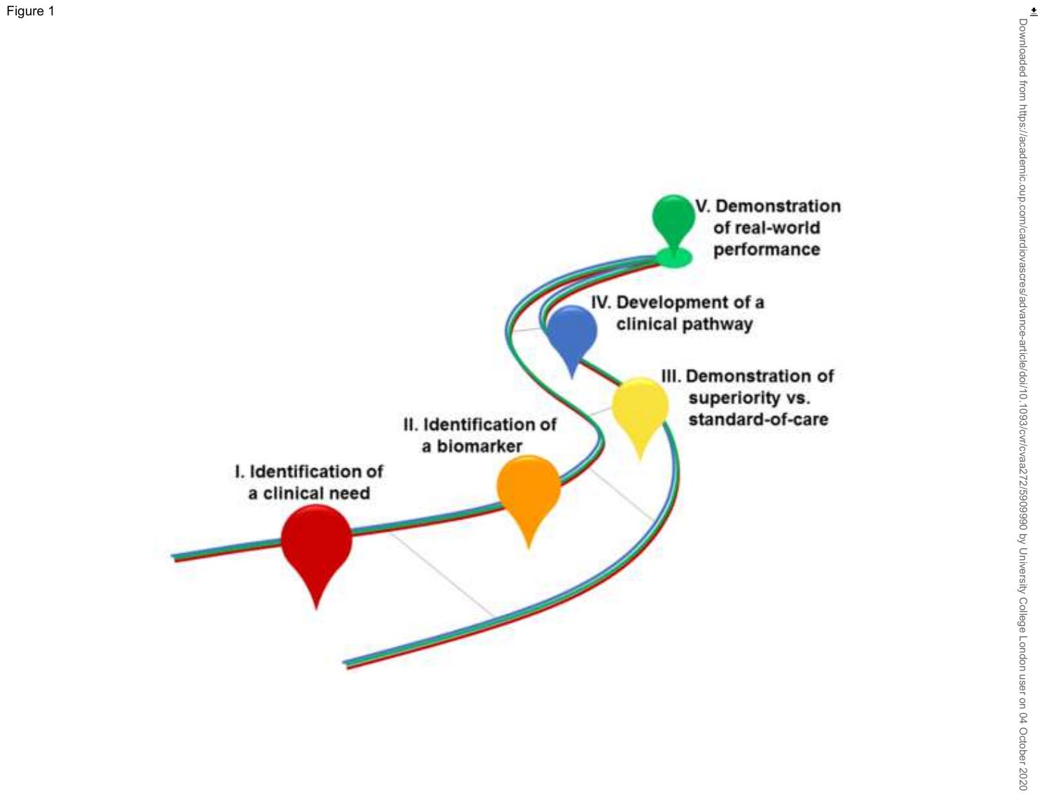Figure 1

I. Identification of a clinical need

II. Identification of a biomarker

III. Demonstration of superiority vs. standard-of-care

IV. Development of a clinical pathway

V. Demonstration of real-world performance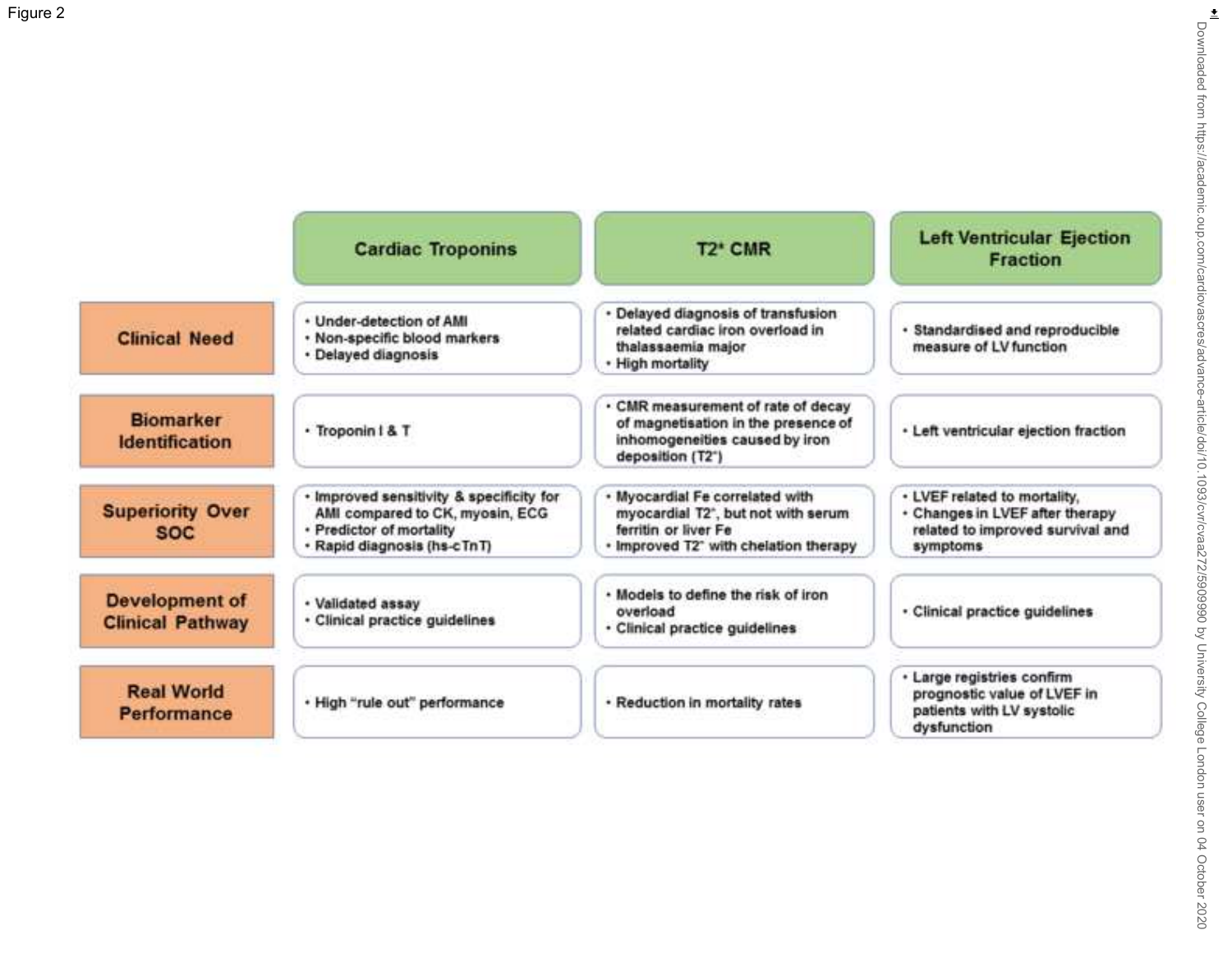Figure 2

| | Cardiac Troponins | T2* CMR | Left Ventricular Ejection Fraction |
|---|---|---|---|
| **Clinical Need** | • Under-detection of AMI<br>• Non-specific blood markers<br>• Delayed diagnosis | • Delayed diagnosis of transfusion related cardiac iron overload in thalassaemia major<br>• High mortality | • Standardised and reproducible measure of LV function |
| **Biomarker Identification** | • Troponin I & T | • CMR measurement of rate of decay of magnetisation in the presence of inhomogeneities caused by iron deposition (T2*) | • Left ventricular ejection fraction |
| **Superiority Over SOC** | • Improved sensitivity & specificity for AMI compared to CK, myosin, ECG<br>• Predictor of mortality<br>• Rapid diagnosis (hs-cTnT) | • Myocardial Fe correlated with myocardial T2*, but not with serum ferritin or liver Fe<br>• Improved T2* with chelation therapy | • LVEF related to mortality,<br>• Changes in LVEF after therapy related to improved survival and symptoms |
| **Development of Clinical Pathway** | • Validated assay<br>• Clinical practice guidelines | • Models to define the risk of iron overload<br>• Clinical practice guidelines | • Clinical practice guidelines |
| **Real World Performance** | • High "rule out" performance | • Reduction in mortality rates | • Large registries confirm prognostic value of LVEF in patients with LV systolic dysfunction |